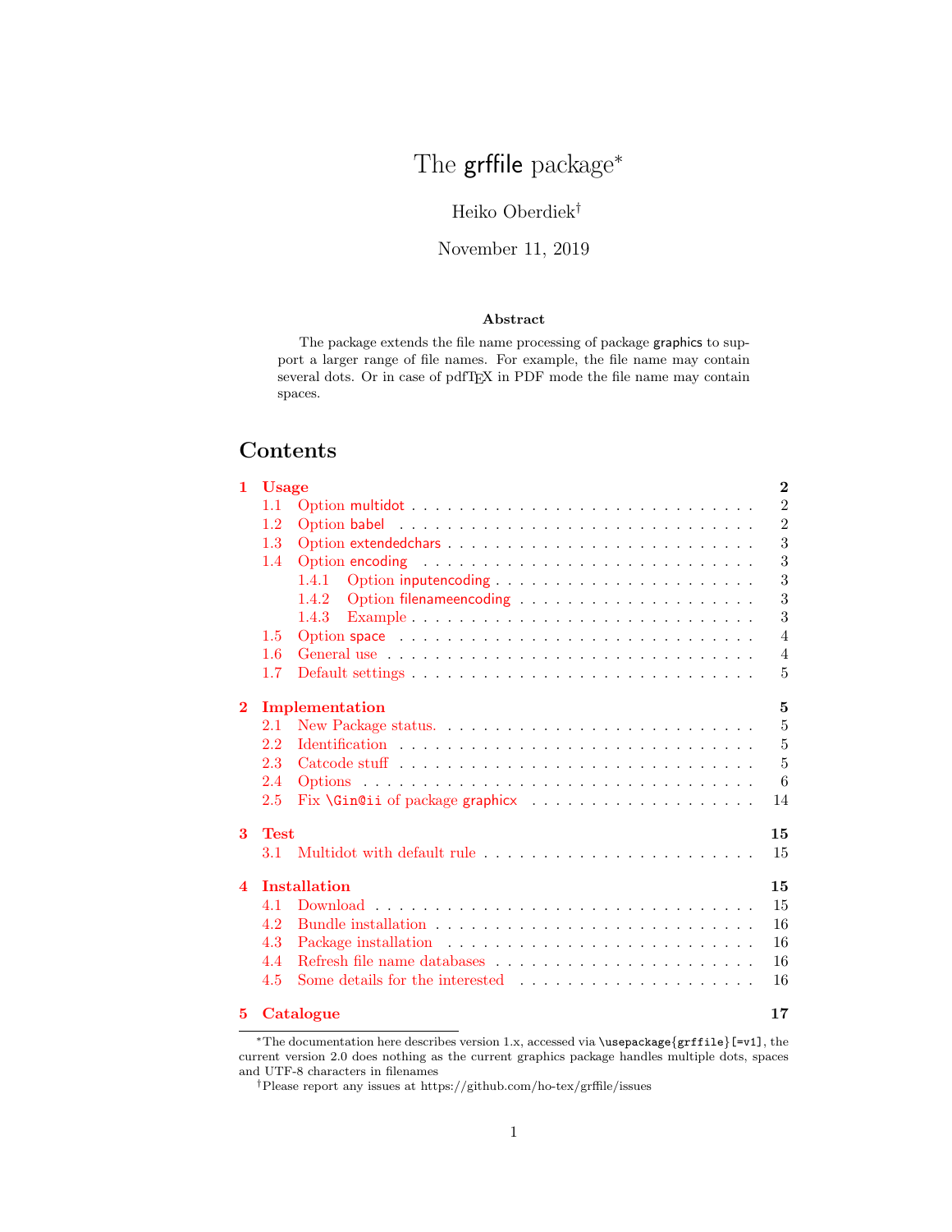# The grffile package*

Heiko Oberdiek†

November 11, 2019

**Abstract**

The package extends the file name processing of package graphics to support a larger range of file names. For example, the file name may contain several dots. Or in case of pdfTEX in PDF mode the file name may contain spaces.

## Contents

- **1 Usage** — **2**
  - 1.1 Option multidot — 2
  - 1.2 Option babel — 2
  - 1.3 Option extendedchars — 3
  - 1.4 Option encoding — 3
    - 1.4.1 Option inputencoding — 3
    - 1.4.2 Option filenameencoding — 3
    - 1.4.3 Example — 3
  - 1.5 Option space — 4
  - 1.6 General use — 4
  - 1.7 Default settings — 5
- **2 Implementation** — **5**
  - 2.1 New Package status. — 5
  - 2.2 Identification — 5
  - 2.3 Catcode stuff — 5
  - 2.4 Options — 6
  - 2.5 Fix \Gin@ii of package graphicx — 14
- **3 Test** — **15**
  - 3.1 Multidot with default rule — 15
- **4 Installation** — **15**
  - 4.1 Download — 15
  - 4.2 Bundle installation — 16
  - 4.3 Package installation — 16
  - 4.4 Refresh file name databases — 16
  - 4.5 Some details for the interested — 16
- **5 Catalogue** — **17**

---

*The documentation here describes version 1.x, accessed via `\usepackage{grffile}[=v1]`, the current version 2.0 does nothing as the current graphics package handles multiple dots, spaces and UTF-8 characters in filenames

†Please report any issues at https://github.com/ho-tex/grffile/issues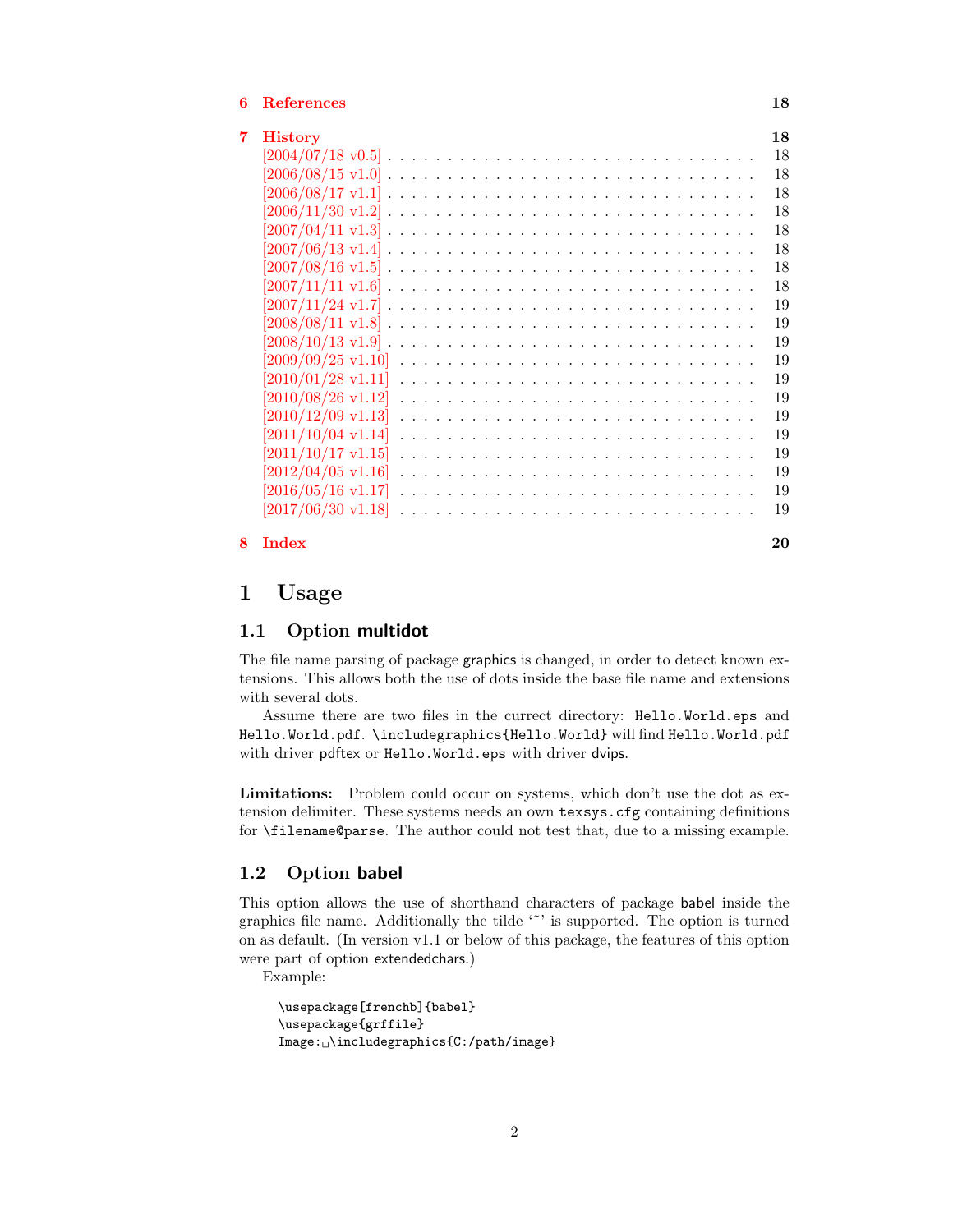**6 References** 18

**7 History** 18

[2004/07/18 v0.5] . . . . . . . . . . . . . . . . . . . . . . . . . . . . . 18
[2006/08/15 v1.0] . . . . . . . . . . . . . . . . . . . . . . . . . . . . . 18
[2006/08/17 v1.1] . . . . . . . . . . . . . . . . . . . . . . . . . . . . . 18
[2006/11/30 v1.2] . . . . . . . . . . . . . . . . . . . . . . . . . . . . . 18
[2007/04/11 v1.3] . . . . . . . . . . . . . . . . . . . . . . . . . . . . . 18
[2007/06/13 v1.4] . . . . . . . . . . . . . . . . . . . . . . . . . . . . . 18
[2007/08/16 v1.5] . . . . . . . . . . . . . . . . . . . . . . . . . . . . . 18
[2007/11/11 v1.6] . . . . . . . . . . . . . . . . . . . . . . . . . . . . . 18
[2007/11/24 v1.7] . . . . . . . . . . . . . . . . . . . . . . . . . . . . . 19
[2008/08/11 v1.8] . . . . . . . . . . . . . . . . . . . . . . . . . . . . . 19
[2008/10/13 v1.9] . . . . . . . . . . . . . . . . . . . . . . . . . . . . . 19
[2009/09/25 v1.10] . . . . . . . . . . . . . . . . . . . . . . . . . . . . 19
[2010/01/28 v1.11] . . . . . . . . . . . . . . . . . . . . . . . . . . . . 19
[2010/08/26 v1.12] . . . . . . . . . . . . . . . . . . . . . . . . . . . . 19
[2010/12/09 v1.13] . . . . . . . . . . . . . . . . . . . . . . . . . . . . 19
[2011/10/04 v1.14] . . . . . . . . . . . . . . . . . . . . . . . . . . . . 19
[2011/10/17 v1.15] . . . . . . . . . . . . . . . . . . . . . . . . . . . . 19
[2012/04/05 v1.16] . . . . . . . . . . . . . . . . . . . . . . . . . . . . 19
[2016/05/16 v1.17] . . . . . . . . . . . . . . . . . . . . . . . . . . . . 19
[2017/06/30 v1.18] . . . . . . . . . . . . . . . . . . . . . . . . . . . . 19

**8 Index** 20

# 1 Usage

## 1.1 Option multidot

The file name parsing of package graphics is changed, in order to detect known extensions. This allows both the use of dots inside the base file name and extensions with several dots.

Assume there are two files in the currect directory: `Hello.World.eps` and `Hello.World.pdf`. `\includegraphics{Hello.World}` will find `Hello.World.pdf` with driver pdftex or `Hello.World.eps` with driver dvips.

**Limitations:** Problem could occur on systems, which don't use the dot as extension delimiter. These systems needs an own `texsys.cfg` containing definitions for `\filename@parse`. The author could not test that, due to a missing example.

## 1.2 Option babel

This option allows the use of shorthand characters of package babel inside the graphics file name. Additionally the tilde '~' is supported. The option is turned on as default. (In version v1.1 or below of this package, the features of this option were part of option extendedchars.)

Example:

```
\usepackage[frenchb]{babel}
\usepackage{grffile}
Image:␣\includegraphics{C:/path/image}
```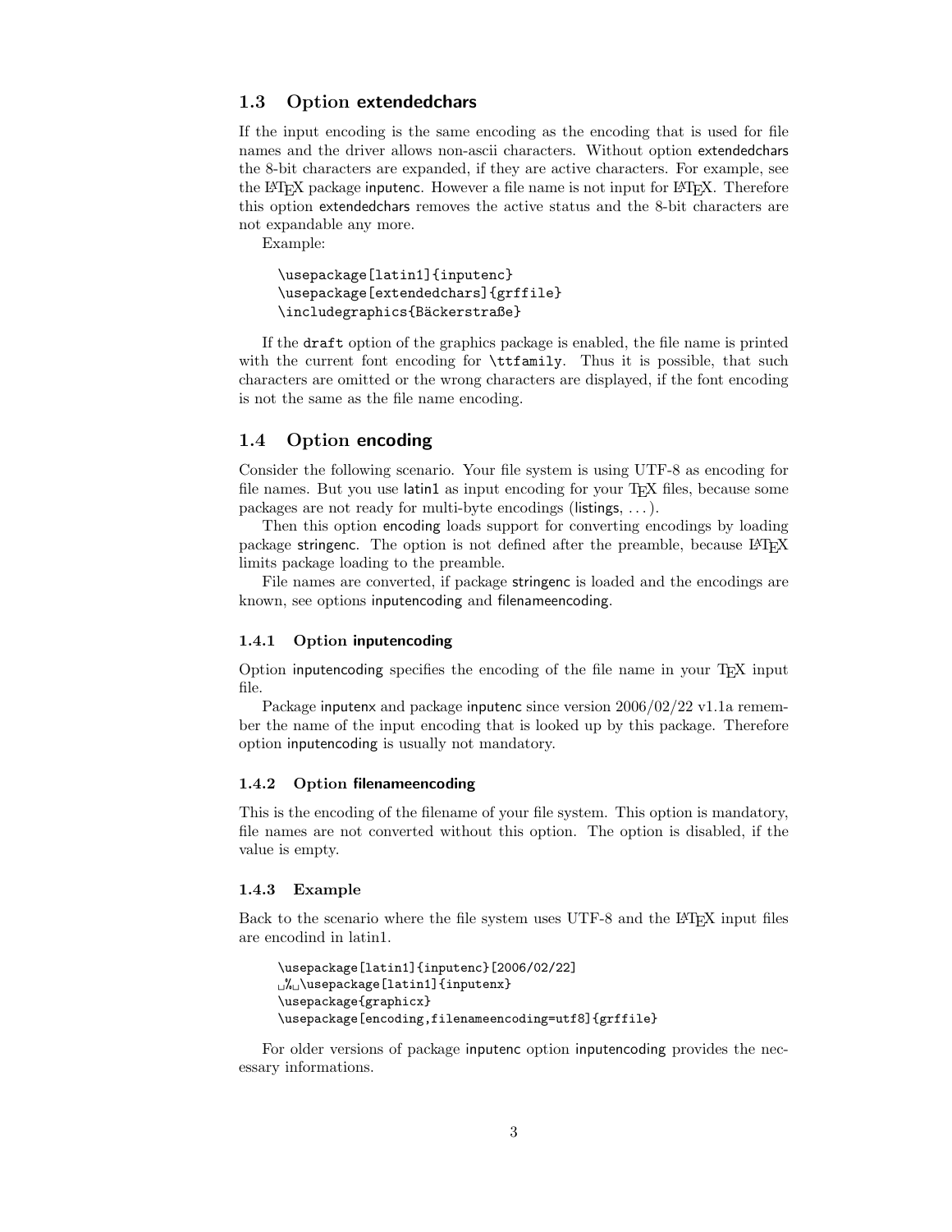## 1.3 Option extendedchars

If the input encoding is the same encoding as the encoding that is used for file names and the driver allows non-ascii characters. Without option extendedchars the 8-bit characters are expanded, if they are active characters. For example, see the LaTeX package inputenc. However a file name is not input for LaTeX. Therefore this option extendedchars removes the active status and the 8-bit characters are not expandable any more.

Example:

```
\usepackage[latin1]{inputenc}
\usepackage[extendedchars]{grffile}
\includegraphics{Bäckerstraße}
```

If the `draft` option of the graphics package is enabled, the file name is printed with the current font encoding for `\ttfamily`. Thus it is possible, that such characters are omitted or the wrong characters are displayed, if the font encoding is not the same as the file name encoding.

## 1.4 Option encoding

Consider the following scenario. Your file system is using UTF-8 as encoding for file names. But you use latin1 as input encoding for your TeX files, because some packages are not ready for multi-byte encodings (listings, ...).

Then this option encoding loads support for converting encodings by loading package stringenc. The option is not defined after the preamble, because LaTeX limits package loading to the preamble.

File names are converted, if package stringenc is loaded and the encodings are known, see options inputencoding and filenameencoding.

### 1.4.1 Option inputencoding

Option inputencoding specifies the encoding of the file name in your TeX input file.

Package inputenx and package inputenc since version 2006/02/22 v1.1a remember the name of the input encoding that is looked up by this package. Therefore option inputencoding is usually not mandatory.

### 1.4.2 Option filenameencoding

This is the encoding of the filename of your file system. This option is mandatory, file names are not converted without this option. The option is disabled, if the value is empty.

### 1.4.3 Example

Back to the scenario where the file system uses UTF-8 and the LaTeX input files are encodind in latin1.

```
\usepackage[latin1]{inputenc}[2006/02/22]
 % \usepackage[latin1]{inputenx}
\usepackage{graphicx}
\usepackage[encoding,filenameencoding=utf8]{grffile}
```

For older versions of package inputenc option inputencoding provides the necessary informations.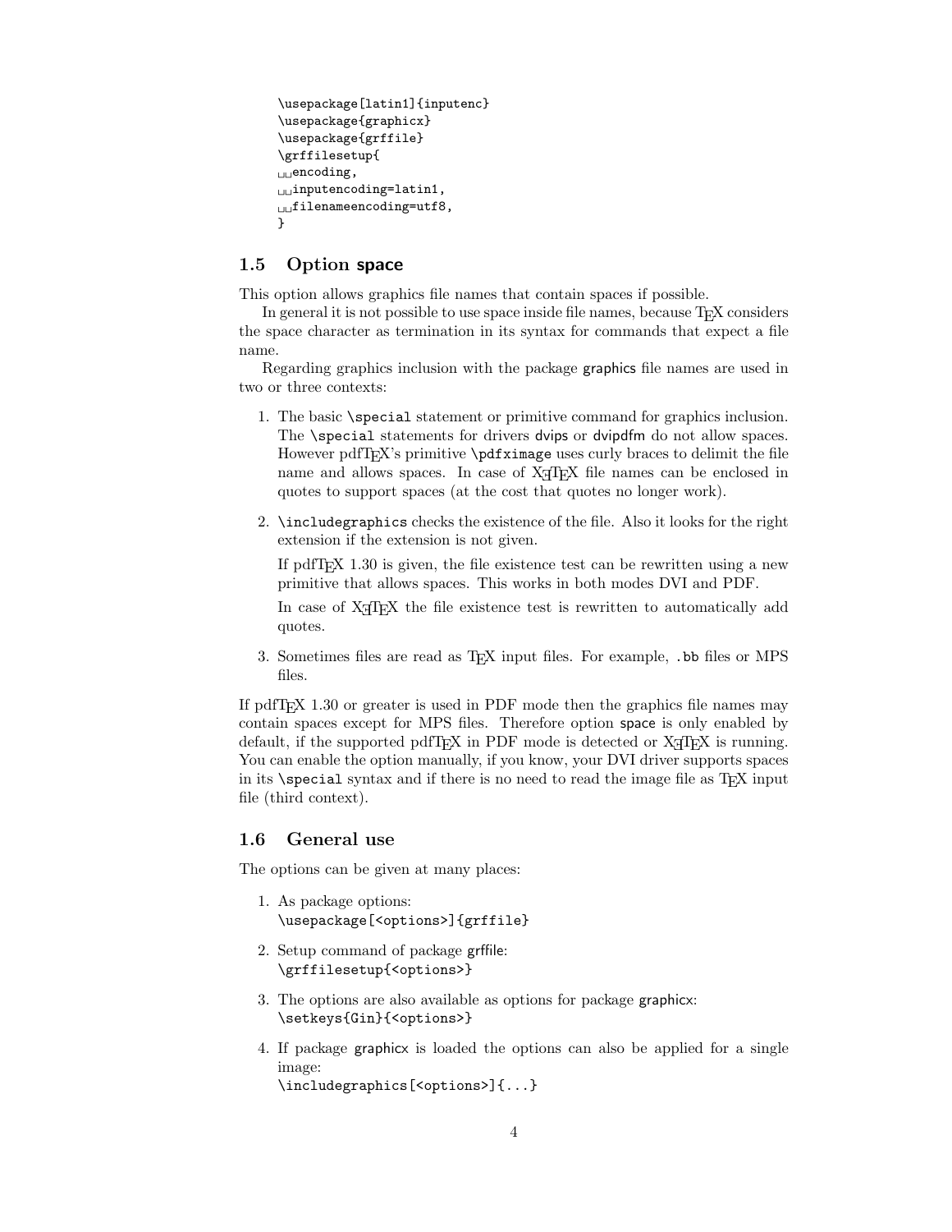```
\usepackage[latin1]{inputenc}
\usepackage{graphicx}
\usepackage{grffile}
\grffilesetup{
␣␣encoding,
␣␣inputencoding=latin1,
␣␣filenameencoding=utf8,
}
```

## 1.5 Option space

This option allows graphics file names that contain spaces if possible.

In general it is not possible to use space inside file names, because TeX considers the space character as termination in its syntax for commands that expect a file name.

Regarding graphics inclusion with the package graphics file names are used in two or three contexts:

1. The basic `\special` statement or primitive command for graphics inclusion. The `\special` statements for drivers dvips or dvipdfm do not allow spaces. However pdfTeX's primitive `\pdfximage` uses curly braces to delimit the file name and allows spaces. In case of XeTeX file names can be enclosed in quotes to support spaces (at the cost that quotes no longer work).

2. `\includegraphics` checks the existence of the file. Also it looks for the right extension if the extension is not given.

   If pdfTeX 1.30 is given, the file existence test can be rewritten using a new primitive that allows spaces. This works in both modes DVI and PDF.

   In case of XeTeX the file existence test is rewritten to automatically add quotes.

3. Sometimes files are read as TeX input files. For example, `.bb` files or MPS files.

If pdfTeX 1.30 or greater is used in PDF mode then the graphics file names may contain spaces except for MPS files. Therefore option space is only enabled by default, if the supported pdfTeX in PDF mode is detected or XeTeX is running. You can enable the option manually, if you know, your DVI driver supports spaces in its `\special` syntax and if there is no need to read the image file as TeX input file (third context).

## 1.6 General use

The options can be given at many places:

1. As package options:
   `\usepackage[<options>]{grffile}`

2. Setup command of package grffile:
   `\grffilesetup{<options>}`

3. The options are also available as options for package graphicx:
   `\setkeys{Gin}{<options>}`

4. If package graphicx is loaded the options can also be applied for a single image:
   `\includegraphics[<options>]{...}`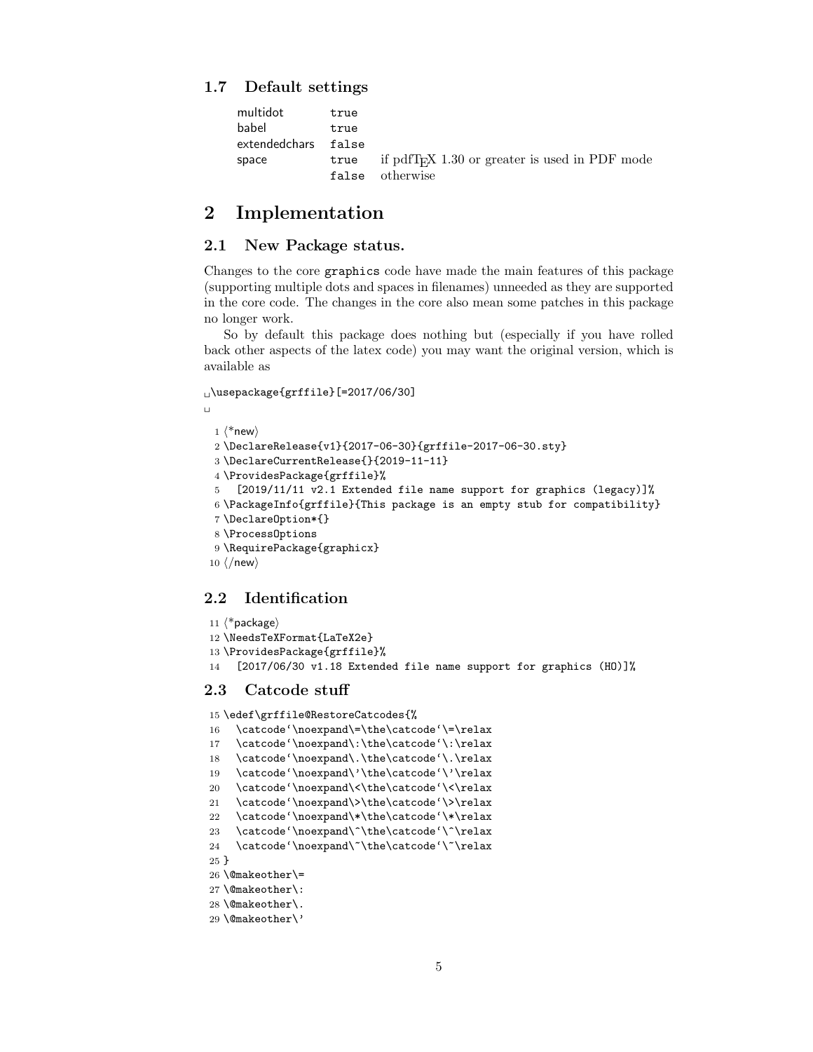### 1.7 Default settings

| | | |
|---|---|---|
| multidot | `true` | |
| babel | `true` | |
| extendedchars | `false` | |
| space | `true` | if pdfTEX 1.30 or greater is used in PDF mode |
| | `false` | otherwise |

## 2 Implementation

### 2.1 New Package status.

Changes to the core `graphics` code have made the main features of this package (supporting multiple dots and spaces in filenames) unneeded as they are supported in the core code. The changes in the core also mean some patches in this package no longer work.

So by default this package does nothing but (especially if you have rolled back other aspects of the latex code) you may want the original version, which is available as

```
␣\usepackage{grffile}[=2017/06/30]
␣
```

```
1 ⟨*new⟩
2 \DeclareRelease{v1}{2017-06-30}{grffile-2017-06-30.sty}
3 \DeclareCurrentRelease{}{2019-11-11}
4 \ProvidesPackage{grffile}%
5   [2019/11/11 v2.1 Extended file name support for graphics (legacy)]%
6 \PackageInfo{grffile}{This package is an empty stub for compatibility}
7 \DeclareOption*{}
8 \ProcessOptions
9 \RequirePackage{graphicx}
10 ⟨/new⟩
```

### 2.2 Identification

```
11 ⟨*package⟩
12 \NeedsTeXFormat{LaTeX2e}
13 \ProvidesPackage{grffile}%
14   [2017/06/30 v1.18 Extended file name support for graphics (HO)]%
```

### 2.3 Catcode stuff

```
15 \edef\grffile@RestoreCatcodes{%
16   \catcode'\noexpand\=\the\catcode'\=\relax
17   \catcode'\noexpand\:\the\catcode'\:\relax
18   \catcode'\noexpand\.\the\catcode'\.\relax
19   \catcode'\noexpand\'\the\catcode'\'\relax
20   \catcode'\noexpand\<\the\catcode'\<\relax
21   \catcode'\noexpand\>\the\catcode'\>\relax
22   \catcode'\noexpand\*\the\catcode'\*\relax
23   \catcode'\noexpand\^\the\catcode'\^\relax
24   \catcode'\noexpand\~\the\catcode'\~\relax
25 }
26 \@makeother\=
27 \@makeother\:
28 \@makeother\.
29 \@makeother\'
```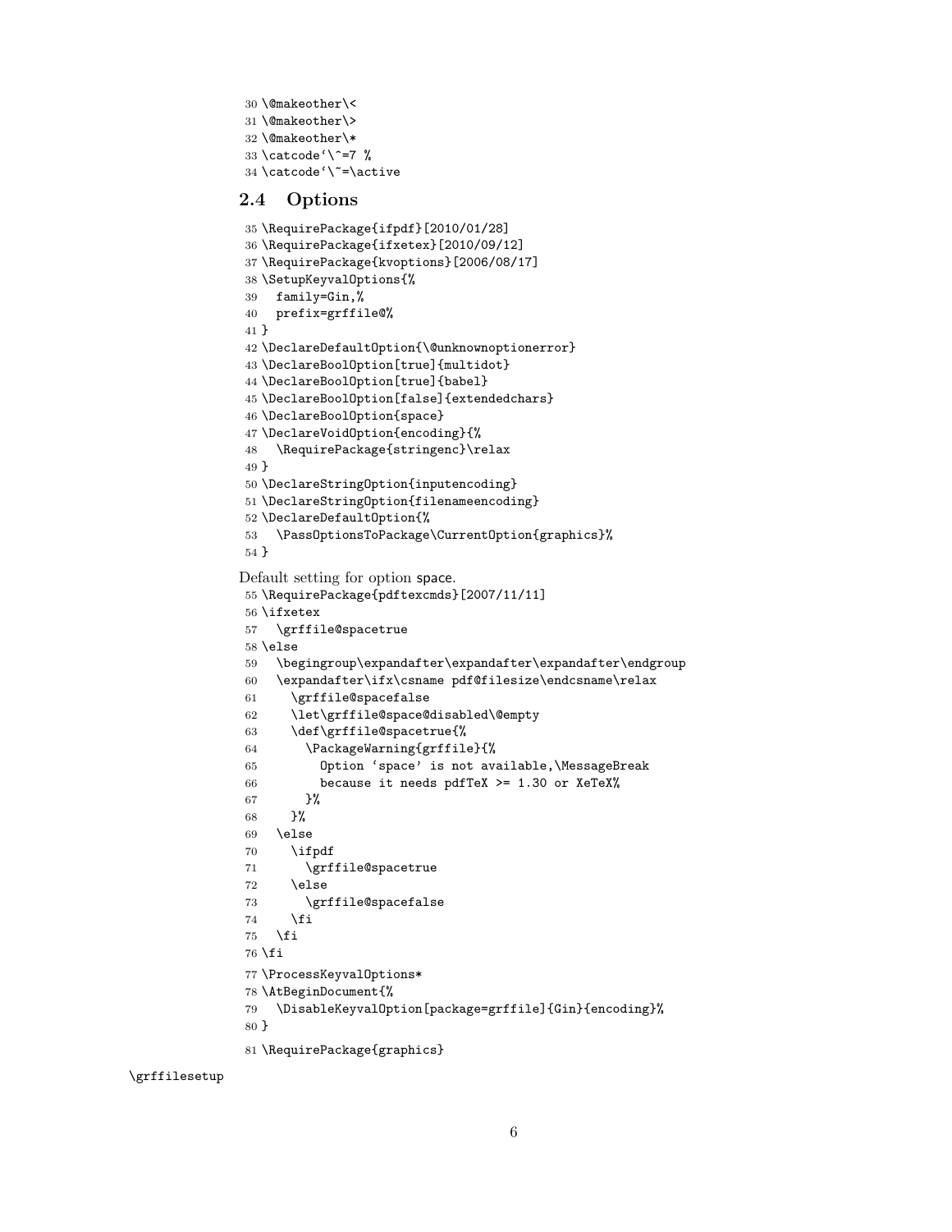```
30 \@makeother\<
31 \@makeother\>
32 \@makeother\*
33 \catcode`\^=7 %
34 \catcode`\~=\active
```

## 2.4 Options

```
35 \RequirePackage{ifpdf}[2010/01/28]
36 \RequirePackage{ifxetex}[2010/09/12]
37 \RequirePackage{kvoptions}[2006/08/17]
38 \SetupKeyvalOptions{%
39   family=Gin,%
40   prefix=grffile@%
41 }
42 \DeclareDefaultOption{\@unknownoptionerror}
43 \DeclareBoolOption[true]{multidot}
44 \DeclareBoolOption[true]{babel}
45 \DeclareBoolOption[false]{extendedchars}
46 \DeclareBoolOption{space}
47 \DeclareVoidOption{encoding}{%
48   \RequirePackage{stringenc}\relax
49 }
50 \DeclareStringOption{inputencoding}
51 \DeclareStringOption{filenameencoding}
52 \DeclareDefaultOption{%
53   \PassOptionsToPackage\CurrentOption{graphics}%
54 }
```

Default setting for option space.

```
55 \RequirePackage{pdftexcmds}[2007/11/11]
56 \ifxetex
57   \grffile@spacetrue
58 \else
59   \begingroup\expandafter\expandafter\expandafter\endgroup
60   \expandafter\ifx\csname pdf@filesize\endcsname\relax
61     \grffile@spacefalse
62     \let\grffile@space@disabled\@empty
63     \def\grffile@spacetrue{%
64       \PackageWarning{grffile}{%
65         Option `space' is not available,\MessageBreak
66         because it needs pdfTeX >= 1.30 or XeTeX%
67       }%
68     }%
69   \else
70     \ifpdf
71       \grffile@spacetrue
72     \else
73       \grffile@spacefalse
74     \fi
75   \fi
76 \fi
77 \ProcessKeyvalOptions*
78 \AtBeginDocument{%
79   \DisableKeyvalOption[package=grffile]{Gin}{encoding}%
80 }
81 \RequirePackage{graphics}
```

\grffilesetup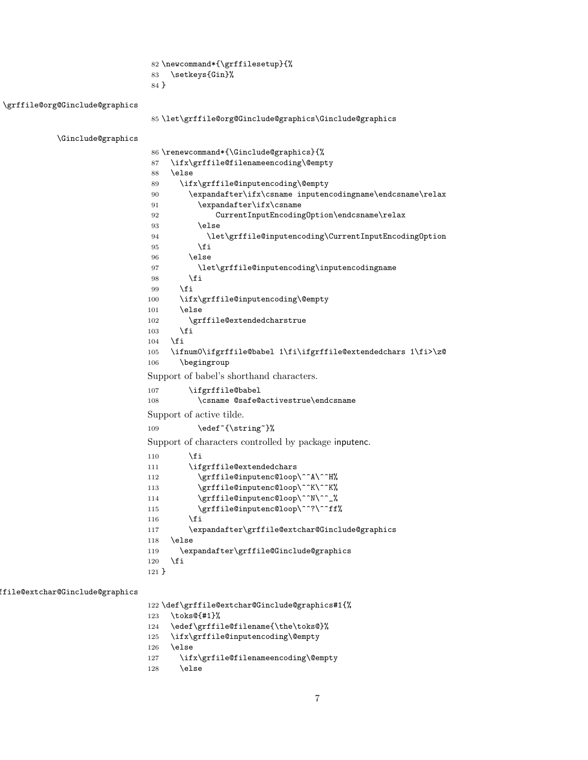```
82 \newcommand*{\grffilesetup}{%
83   \setkeys{Gin}%
84 }
```

\grffile@org@Ginclude@graphics

```
85 \let\grffile@org@Ginclude@graphics\Ginclude@graphics
```

\Ginclude@graphics

```
86 \renewcommand*{\Ginclude@graphics}{%
87   \ifx\grffile@filenameencoding\@empty
88   \else
89     \ifx\grffile@inputencoding\@empty
90       \expandafter\ifx\csname inputencodingname\endcsname\relax
91         \expandafter\ifx\csname
92             CurrentInputEncodingOption\endcsname\relax
93         \else
94           \let\grffile@inputencoding\CurrentInputEncodingOption
95         \fi
96       \else
97         \let\grffile@inputencoding\inputencodingname
98       \fi
99     \fi
100    \ifx\grffile@inputencoding\@empty
101    \else
102      \grffile@extendedcharstrue
103    \fi
104  \fi
105  \ifnum0\ifgrffile@babel 1\fi\ifgrffile@extendedchars 1\fi>\z@
106    \begingroup
```

Support of babel's shorthand characters.

```
107      \ifgrffile@babel
108        \csname @safe@activestrue\endcsname
```

Support of active tilde.

```
109        \edef~{\string~}%
```

Support of characters controlled by package inputenc.

```
110      \fi
111      \ifgrffile@extendedchars
112        \grffile@inputenc@loop\^^A\^^H%
113        \grffile@inputenc@loop\^^K\^^K%
114        \grffile@inputenc@loop\^^N\^^_%
115        \grffile@inputenc@loop\^^?\^^ff%
116      \fi
117      \expandafter\grffile@extchar@Ginclude@graphics
118  \else
119    \expandafter\grffile@Ginclude@graphics
120  \fi
121 }
```

\grffile@extchar@Ginclude@graphics

```
122 \def\grffile@extchar@Ginclude@graphics#1{%
123   \toks@{#1}%
124   \edef\grffile@filename{\the\toks@}%
125   \ifx\grffile@inputencoding\@empty
126   \else
127     \ifx\grffile@filenameencoding\@empty
128     \else
```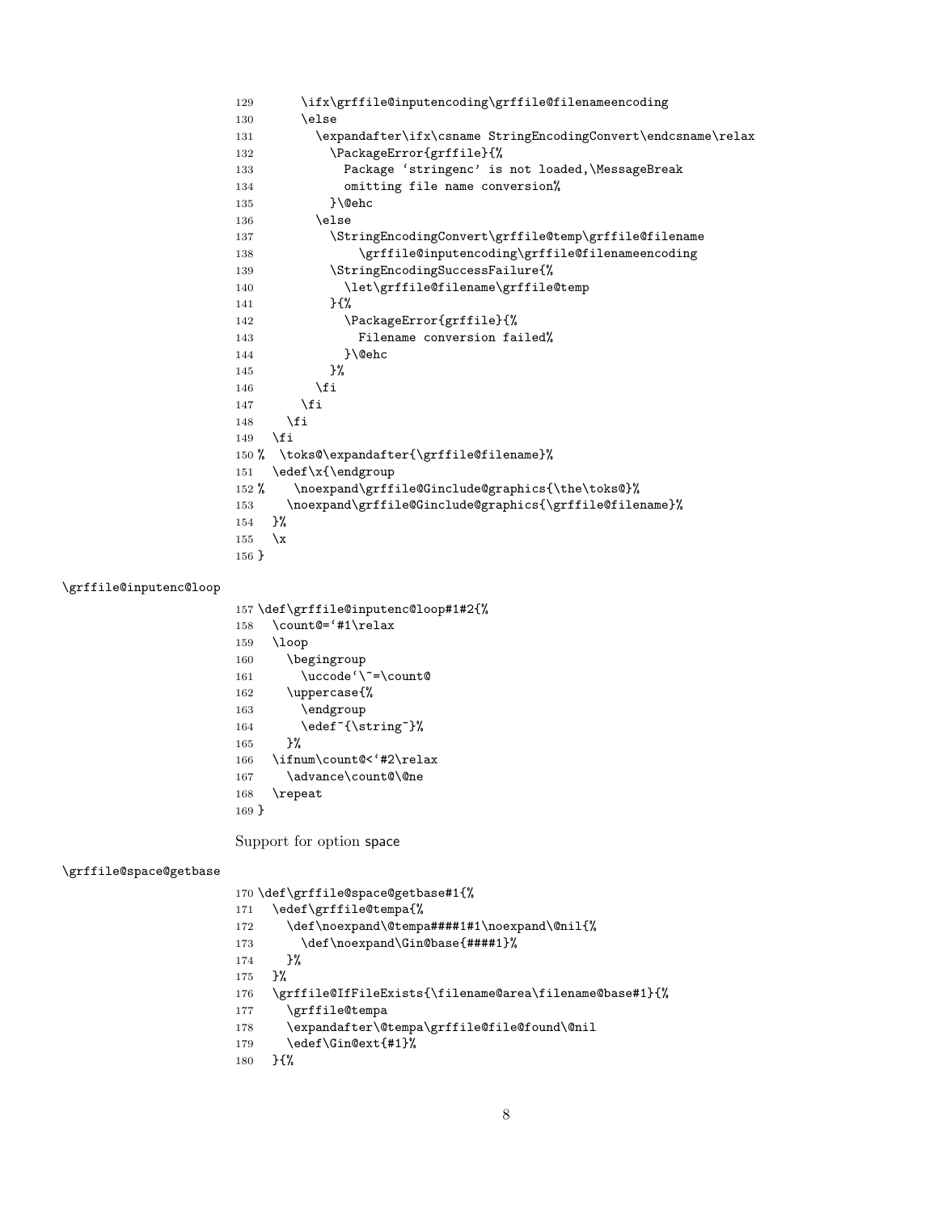```
129       \ifx\grffile@inputencoding\grffile@filenameencoding
130       \else
131         \expandafter\ifx\csname StringEncodingConvert\endcsname\relax
132           \PackageError{grffile}{%
133             Package `stringenc' is not loaded,\MessageBreak
134             omitting file name conversion%
135           }\@ehc
136         \else
137           \StringEncodingConvert\grffile@temp\grffile@filename
138               \grffile@inputencoding\grffile@filenameencoding
139           \StringEncodingSuccessFailure{%
140             \let\grffile@filename\grffile@temp
141           }{%
142             \PackageError{grffile}{%
143               Filename conversion failed%
144             }\@ehc
145           }%
146         \fi
147       \fi
148     \fi
149   \fi
150 %  \toks@\expandafter{\grffile@filename}%
151   \edef\x{\endgroup
152 %    \noexpand\grffile@Ginclude@graphics{\the\toks@}%
153     \noexpand\grffile@Ginclude@graphics{\grffile@filename}%
154   }%
155   \x
156 }
```

\grffile@inputenc@loop

```
157 \def\grffile@inputenc@loop#1#2{%
158   \count@=`#1\relax
159   \loop
160     \begingroup
161       \uccode`\~=\count@
162     \uppercase{%
163       \endgroup
164       \edef~{\string~}%
165     }%
166   \ifnum\count@<`#2\relax
167     \advance\count@\@ne
168   \repeat
169 }
```

Support for option space

\grffile@space@getbase

```
170 \def\grffile@space@getbase#1{%
171   \edef\grffile@tempa{%
172     \def\noexpand\@tempa####1#1\noexpand\@nil{%
173       \def\noexpand\Gin@base{####1}%
174     }%
175   }%
176   \grffile@IfFileExists{\filename@area\filename@base#1}{%
177     \grffile@tempa
178     \expandafter\@tempa\grffile@file@found\@nil
179     \edef\Gin@ext{#1}%
180   }{%
```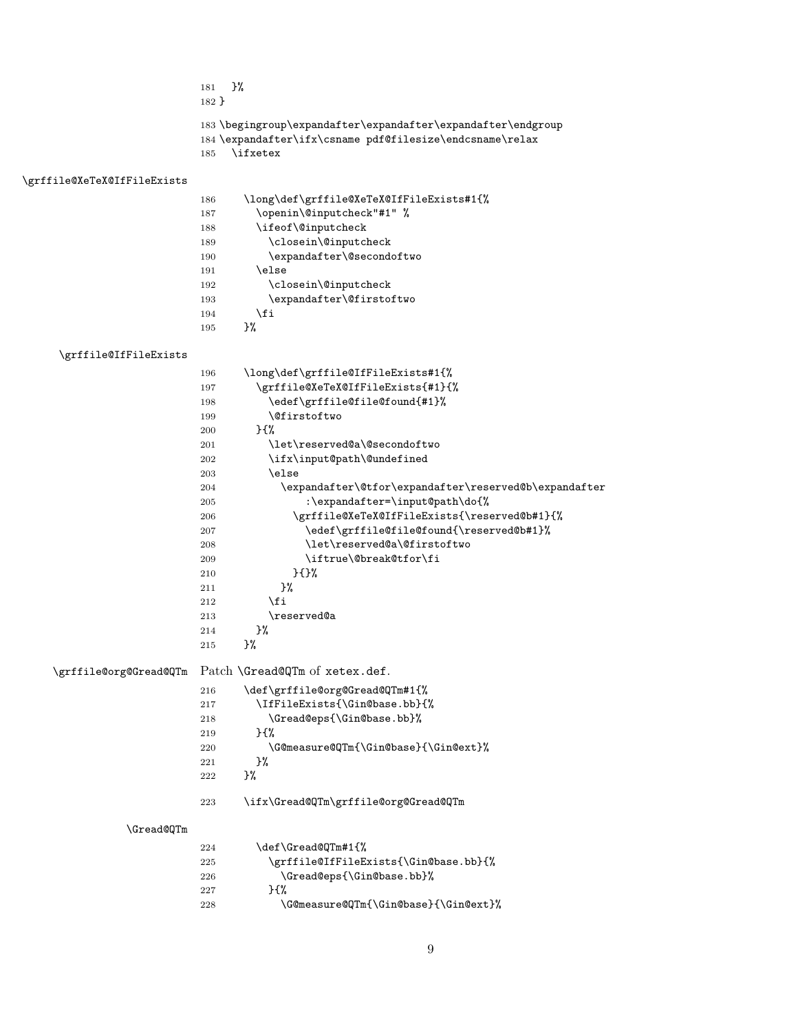```
181   }%
182 }
```

```
183 \begingroup\expandafter\expandafter\expandafter\endgroup
184 \expandafter\ifx\csname pdf@filesize\endcsname\relax
185   \ifxetex
```

\grffile@XeTeX@IfFileExists

```
186     \long\def\grffile@XeTeX@IfFileExists#1{%
187       \openin\@inputcheck"#1" %
188       \ifeof\@inputcheck
189         \closein\@inputcheck
190         \expandafter\@secondoftwo
191       \else
192         \closein\@inputcheck
193         \expandafter\@firstoftwo
194       \fi
195     }%
```

\grffile@IfFileExists

```
196     \long\def\grffile@IfFileExists#1{%
197       \grffile@XeTeX@IfFileExists{#1}{%
198         \edef\grffile@file@found{#1}%
199         \@firstoftwo
200       }{%
201         \let\reserved@a\@secondoftwo
202         \ifx\input@path\@undefined
203         \else
204           \expandafter\@tfor\expandafter\reserved@b\expandafter
205               :\expandafter=\input@path\do{%
206             \grffile@XeTeX@IfFileExists{\reserved@b#1}{%
207               \edef\grffile@file@found{\reserved@b#1}%
208               \let\reserved@a\@firstoftwo
209               \iftrue\@break@tfor\fi
210             }{}%
211           }%
212         \fi
213         \reserved@a
214       }%
215     }%
```

\grffile@org@Gread@QTm Patch \Gread@QTm of xetex.def.

```
216     \def\grffile@org@Gread@QTm#1{%
217       \IfFileExists{\Gin@base.bb}{%
218         \Gread@eps{\Gin@base.bb}%
219       }{%
220         \G@measure@QTm{\Gin@base}{\Gin@ext}%
221       }%
222     }%
```

```
223     \ifx\Gread@QTm\grffile@org@Gread@QTm
```

\Gread@QTm

```
224       \def\Gread@QTm#1{%
225         \grffile@IfFileExists{\Gin@base.bb}{%
226           \Gread@eps{\Gin@base.bb}%
227         }{%
228           \G@measure@QTm{\Gin@base}{\Gin@ext}%
```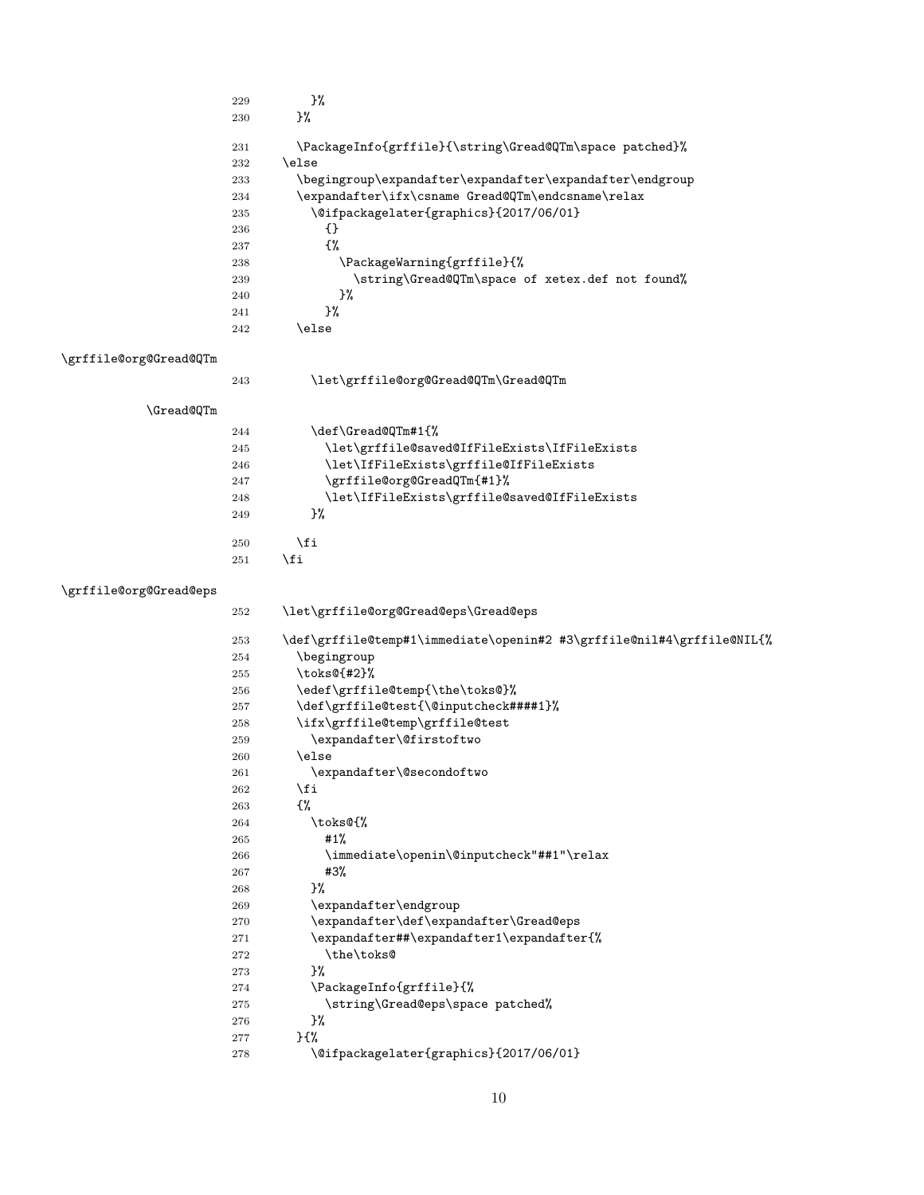```
229        }%
230      }%
231      \PackageInfo{grffile}{\string\Gread@QTm\space patched}%
232    \else
233      \begingroup\expandafter\expandafter\expandafter\endgroup
234      \expandafter\ifx\csname Gread@QTm\endcsname\relax
235        \@ifpackagelater{graphics}{2017/06/01}
236          {}
237          {%
238            \PackageWarning{grffile}{%
239              \string\Gread@QTm\space of xetex.def not found%
240            }%
241          }%
242      \else
```

\grffile@org@Gread@QTm

```
243        \let\grffile@org@Gread@QTm\Gread@QTm
```

\Gread@QTm

```
244        \def\Gread@QTm#1{%
245          \let\grffile@saved@IfFileExists\IfFileExists
246          \let\IfFileExists\grffile@IfFileExists
247          \grffile@org@GreadQTm{#1}%
248          \let\IfFileExists\grffile@saved@IfFileExists
249        }%
250      \fi
251    \fi
```

\grffile@org@Gread@eps

```
252    \let\grffile@org@Gread@eps\Gread@eps
253    \def\grffile@temp#1\immediate\openin#2 #3\grffile@nil#4\grffile@NIL{%
254      \begingroup
255      \toks@{#2}%
256      \edef\grffile@temp{\the\toks@}%
257      \def\grffile@test{\@inputcheck####1}%
258      \ifx\grffile@temp\grffile@test
259        \expandafter\@firstoftwo
260      \else
261        \expandafter\@secondoftwo
262      \fi
263      {%
264        \toks@{%
265          #1%
266          \immediate\openin\@inputcheck"##1"\relax
267          #3%
268        }%
269        \expandafter\endgroup
270        \expandafter\def\expandafter\Gread@eps
271        \expandafter##\expandafter1\expandafter{%
272          \the\toks@
273        }%
274        \PackageInfo{grffile}{%
275          \string\Gread@eps\space patched%
276        }%
277      }{%
278        \@ifpackagelater{graphics}{2017/06/01}
```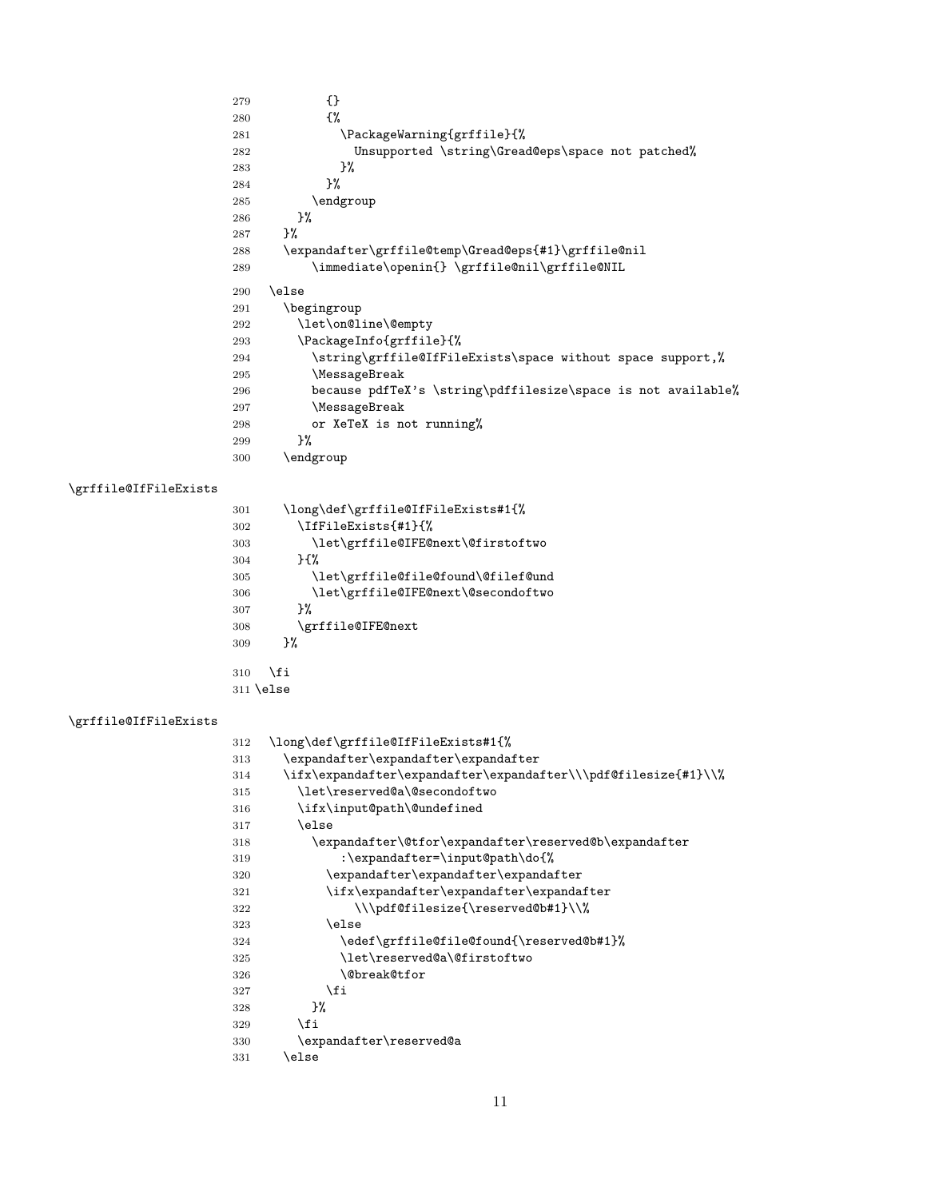```
279          {}
280          {%
281            \PackageWarning{grffile}{%
282              Unsupported \string\Gread@eps\space not patched%
283            }%
284          }%
285        \endgroup
286      }%
287    }%
288    \expandafter\grffile@temp\Gread@eps{#1}\grffile@nil
289        \immediate\openin{} \grffile@nil\grffile@NIL
290  \else
291    \begingroup
292      \let\on@line\@empty
293      \PackageInfo{grffile}{%
294        \string\grffile@IfFileExists\space without space support,%
295        \MessageBreak
296        because pdfTeX's \string\pdffilesize\space is not available%
297        \MessageBreak
298        or XeTeX is not running%
299      }%
300    \endgroup
```

\grffile@IfFileExists

```
301    \long\def\grffile@IfFileExists#1{%
302      \IfFileExists{#1}{%
303        \let\grffile@IFE@next\@firstoftwo
304      }{%
305        \let\grffile@file@found\@filef@und
306        \let\grffile@IFE@next\@secondoftwo
307      }%
308      \grffile@IFE@next
309    }%
310  \fi
311 \else
```

\grffile@IfFileExists

```
312  \long\def\grffile@IfFileExists#1{%
313    \expandafter\expandafter\expandafter
314    \ifx\expandafter\expandafter\expandafter\\\pdf@filesize{#1}\\%
315      \let\reserved@a\@secondoftwo
316      \ifx\input@path\@undefined
317      \else
318        \expandafter\@tfor\expandafter\reserved@b\expandafter
319            :\expandafter=\input@path\do{%
320          \expandafter\expandafter\expandafter
321          \ifx\expandafter\expandafter\expandafter
322              \\\pdf@filesize{\reserved@b#1}\\%
323          \else
324            \edef\grffile@file@found{\reserved@b#1}%
325            \let\reserved@a\@firstoftwo
326            \@break@tfor
327          \fi
328        }%
329      \fi
330      \expandafter\reserved@a
331    \else
```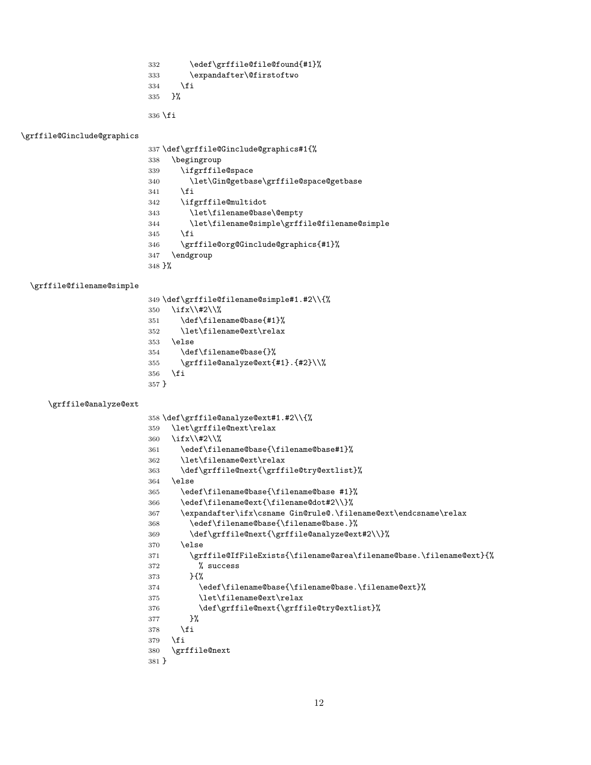```
332       \edef\grffile@file@found{#1}%
333       \expandafter\@firstoftwo
334     \fi
335   }%
336 \fi
```

\grffile@Ginclude@graphics

```
337 \def\grffile@Ginclude@graphics#1{%
338   \begingroup
339     \ifgrffile@space
340       \let\Gin@getbase\grffile@space@getbase
341     \fi
342     \ifgrffile@multidot
343       \let\filename@base\@empty
344       \let\filename@simple\grffile@filename@simple
345     \fi
346     \grffile@org@Ginclude@graphics{#1}%
347   \endgroup
348 }%
```

\grffile@filename@simple

```
349 \def\grffile@filename@simple#1.#2\\{%
350   \ifx\\#2\\%
351     \def\filename@base{#1}%
352     \let\filename@ext\relax
353   \else
354     \def\filename@base{}%
355     \grffile@analyze@ext{#1}.{#2}\\%
356   \fi
357 }
```

\grffile@analyze@ext

```
358 \def\grffile@analyze@ext#1.#2\\{%
359   \let\grffile@next\relax
360   \ifx\\#2\\%
361     \edef\filename@base{\filename@base#1}%
362     \let\filename@ext\relax
363     \def\grffile@next{\grffile@try@extlist}%
364   \else
365     \edef\filename@base{\filename@base #1}%
366     \edef\filename@ext{\filename@dot#2\\}%
367     \expandafter\ifx\csname Gin@rule@.\filename@ext\endcsname\relax
368       \edef\filename@base{\filename@base.}%
369       \def\grffile@next{\grffile@analyze@ext#2\\}%
370     \else
371       \grffile@IfFileExists{\filename@area\filename@base.\filename@ext}{%
372         % success
373       }{%
374         \edef\filename@base{\filename@base.\filename@ext}%
375         \let\filename@ext\relax
376         \def\grffile@next{\grffile@try@extlist}%
377       }%
378     \fi
379   \fi
380   \grffile@next
381 }
```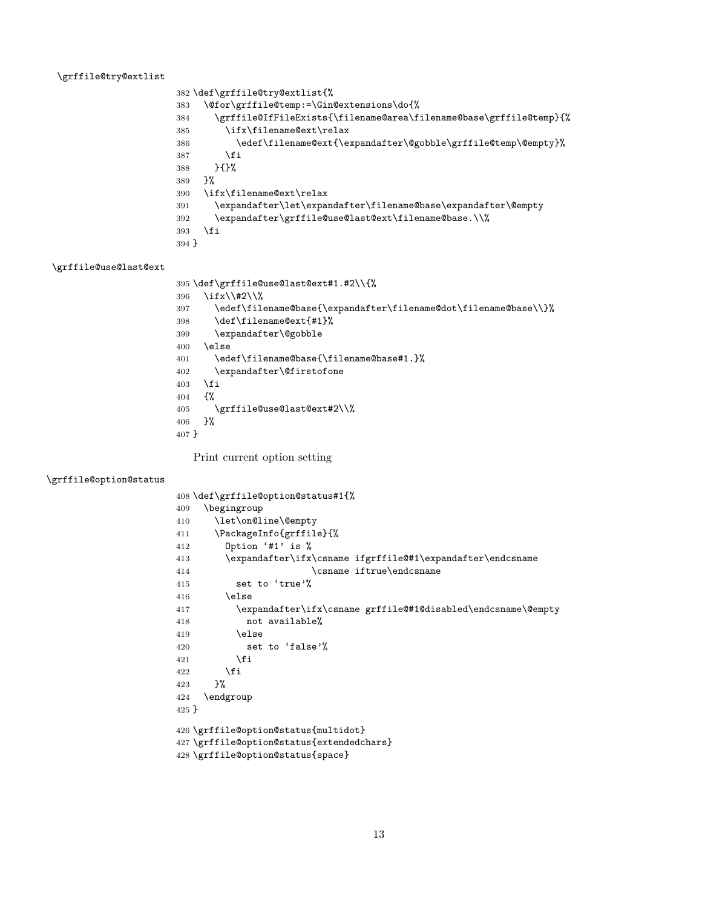\grffile@try@extlist

```
382 \def\grffile@try@extlist{%
383   \@for\grffile@temp:=\Gin@extensions\do{%
384     \grffile@IfFileExists{\filename@area\filename@base\grffile@temp}{%
385       \ifx\filename@ext\relax
386         \edef\filename@ext{\expandafter\@gobble\grffile@temp\@empty}%
387       \fi
388     }{}%
389   }%
390   \ifx\filename@ext\relax
391     \expandafter\let\expandafter\filename@base\expandafter\@empty
392     \expandafter\grffile@use@last@ext\filename@base.\\%
393   \fi
394 }
```

\grffile@use@last@ext

```
395 \def\grffile@use@last@ext#1.#2\\{%
396   \ifx\\#2\\%
397     \edef\filename@base{\expandafter\filename@dot\filename@base\\}%
398     \def\filename@ext{#1}%
399     \expandafter\@gobble
400   \else
401     \edef\filename@base{\filename@base#1.}%
402     \expandafter\@firstofone
403   \fi
404   {%
405     \grffile@use@last@ext#2\\%
406   }%
407 }
```

Print current option setting

\grffile@option@status

```
408 \def\grffile@option@status#1{%
409   \begingroup
410     \let\on@line\@empty
411     \PackageInfo{grffile}{%
412       Option `#1' is %
413       \expandafter\ifx\csname ifgrffile@#1\expandafter\endcsname
414                       \csname iftrue\endcsname
415         set to `true'%
416       \else
417         \expandafter\ifx\csname grffile@#1@disabled\endcsname\@empty
418           not available%
419         \else
420           set to `false'%
421         \fi
422       \fi
423     }%
424   \endgroup
425 }
426 \grffile@option@status{multidot}
427 \grffile@option@status{extendedchars}
428 \grffile@option@status{space}
```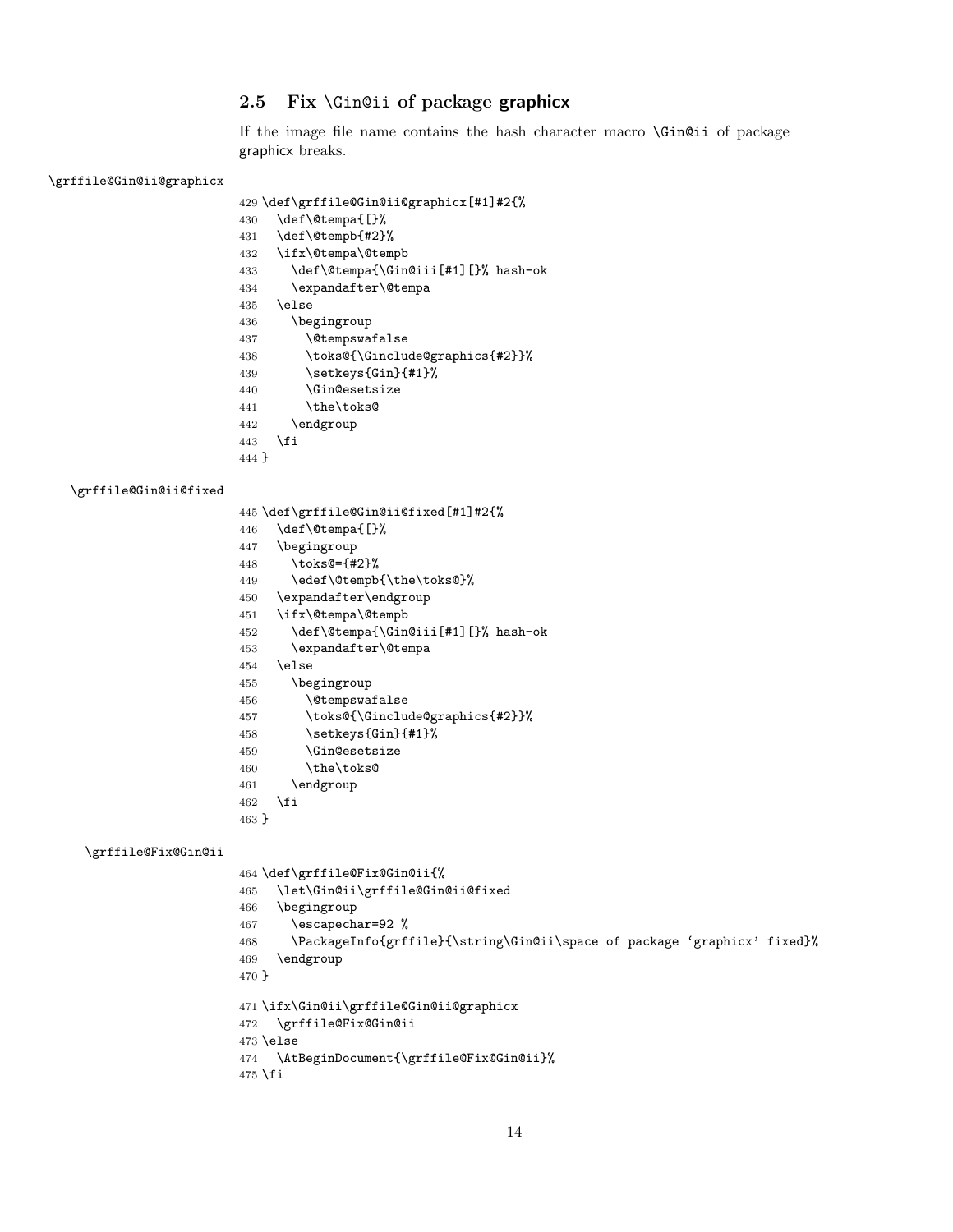## 2.5 Fix \Gin@ii of package graphicx

If the image file name contains the hash character macro \Gin@ii of package graphicx breaks.

\grffile@Gin@ii@graphicx

```
429 \def\grffile@Gin@ii@graphicx[#1]#2{%
430   \def\@tempa{[}%
431   \def\@tempb{#2}%
432   \ifx\@tempa\@tempb
433     \def\@tempa{\Gin@iii[#1][}% hash-ok
434     \expandafter\@tempa
435   \else
436     \begingroup
437       \@tempswafalse
438       \toks@{\Ginclude@graphics{#2}}%
439       \setkeys{Gin}{#1}%
440       \Gin@esetsize
441       \the\toks@
442     \endgroup
443   \fi
444 }
```

\grffile@Gin@ii@fixed

```
445 \def\grffile@Gin@ii@fixed[#1]#2{%
446   \def\@tempa{[}%
447   \begingroup
448     \toks@={#2}%
449     \edef\@tempb{\the\toks@}%
450   \expandafter\endgroup
451   \ifx\@tempa\@tempb
452     \def\@tempa{\Gin@iii[#1][}% hash-ok
453     \expandafter\@tempa
454   \else
455     \begingroup
456       \@tempswafalse
457       \toks@{\Ginclude@graphics{#2}}%
458       \setkeys{Gin}{#1}%
459       \Gin@esetsize
460       \the\toks@
461     \endgroup
462   \fi
463 }
```

\grffile@Fix@Gin@ii

```
464 \def\grffile@Fix@Gin@ii{%
465   \let\Gin@ii\grffile@Gin@ii@fixed
466   \begingroup
467     \escapechar=92 %
468     \PackageInfo{grffile}{\string\Gin@ii\space of package `graphicx' fixed}%
469   \endgroup
470 }
471 \ifx\Gin@ii\grffile@Gin@ii@graphicx
472   \grffile@Fix@Gin@ii
473 \else
474   \AtBeginDocument{\grffile@Fix@Gin@ii}%
475 \fi
```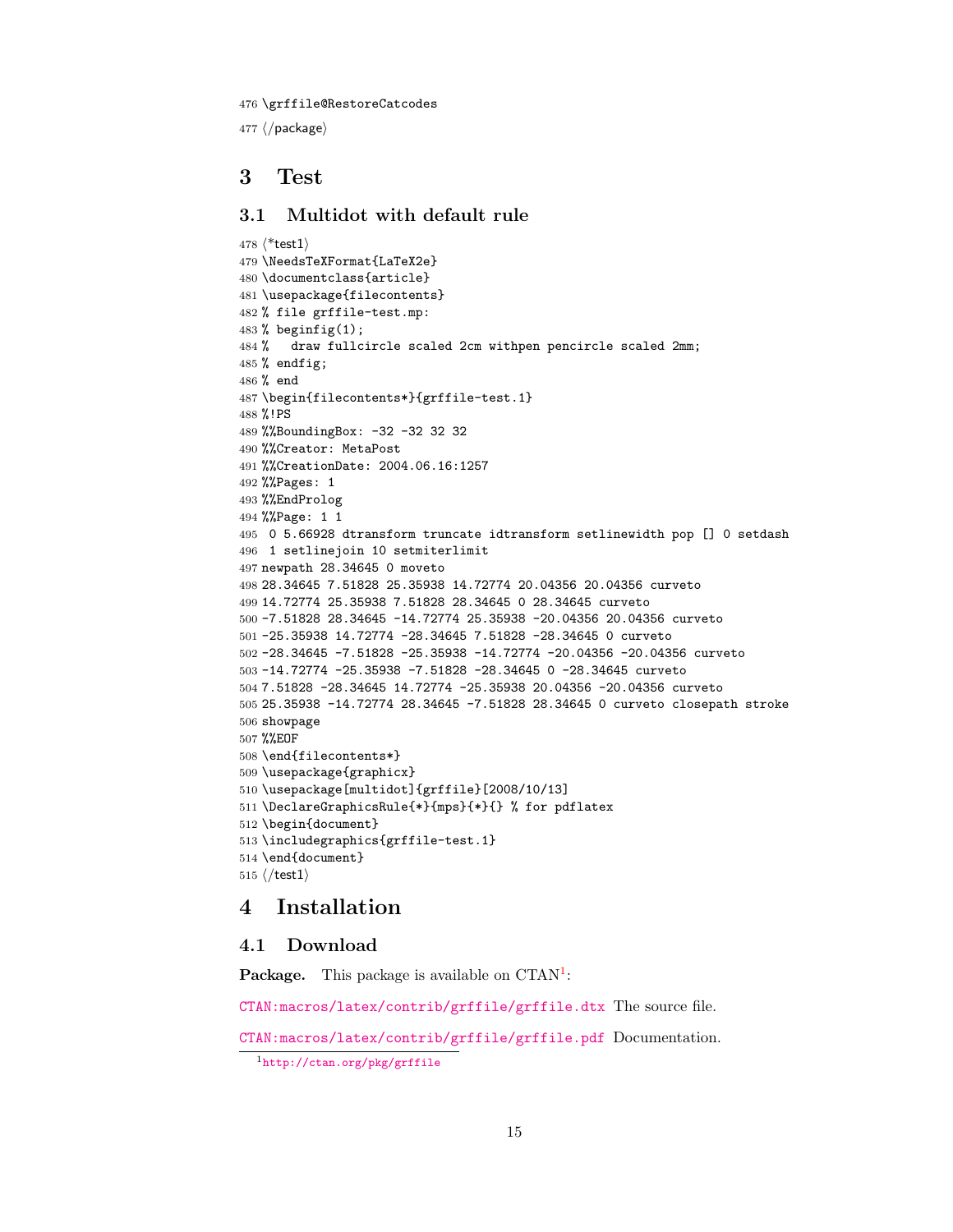```
476 \grffile@RestoreCatcodes
477 </package>
```

# 3 Test

## 3.1 Multidot with default rule

```
478 <*test1>
479 \NeedsTeXFormat{LaTeX2e}
480 \documentclass{article}
481 \usepackage{filecontents}
482 % file grffile-test.mp:
483 % beginfig(1);
484 %   draw fullcircle scaled 2cm withpen pencircle scaled 2mm;
485 % endfig;
486 % end
487 \begin{filecontents*}{grffile-test.1}
488 %!PS
489 %%BoundingBox: -32 -32 32 32
490 %%Creator: MetaPost
491 %%CreationDate: 2004.06.16:1257
492 %%Pages: 1
493 %%EndProlog
494 %%Page: 1 1
495  0 5.66928 dtransform truncate idtransform setlinewidth pop [] 0 setdash
496  1 setlinejoin 10 setmiterlimit
497 newpath 28.34645 0 moveto
498 28.34645 7.51828 25.35938 14.72774 20.04356 20.04356 curveto
499 14.72774 25.35938 7.51828 28.34645 0 28.34645 curveto
500 -7.51828 28.34645 -14.72774 25.35938 -20.04356 20.04356 curveto
501 -25.35938 14.72774 -28.34645 7.51828 -28.34645 0 curveto
502 -28.34645 -7.51828 -25.35938 -14.72774 -20.04356 -20.04356 curveto
503 -14.72774 -25.35938 -7.51828 -28.34645 0 -28.34645 curveto
504 7.51828 -28.34645 14.72774 -25.35938 20.04356 -20.04356 curveto
505 25.35938 -14.72774 28.34645 -7.51828 28.34645 0 curveto closepath stroke
506 showpage
507 %%EOF
508 \end{filecontents*}
509 \usepackage{graphicx}
510 \usepackage[multidot]{grffile}[2008/10/13]
511 \DeclareGraphicsRule{*}{mps}{*}{} % for pdflatex
512 \begin{document}
513 \includegraphics{grffile-test.1}
514 \end{document}
515 </test1>
```

# 4 Installation

## 4.1 Download

**Package.** This package is available on CTAN[1]:

CTAN:macros/latex/contrib/grffile/grffile.dtx The source file.

CTAN:macros/latex/contrib/grffile/grffile.pdf Documentation.

[1] http://ctan.org/pkg/grffile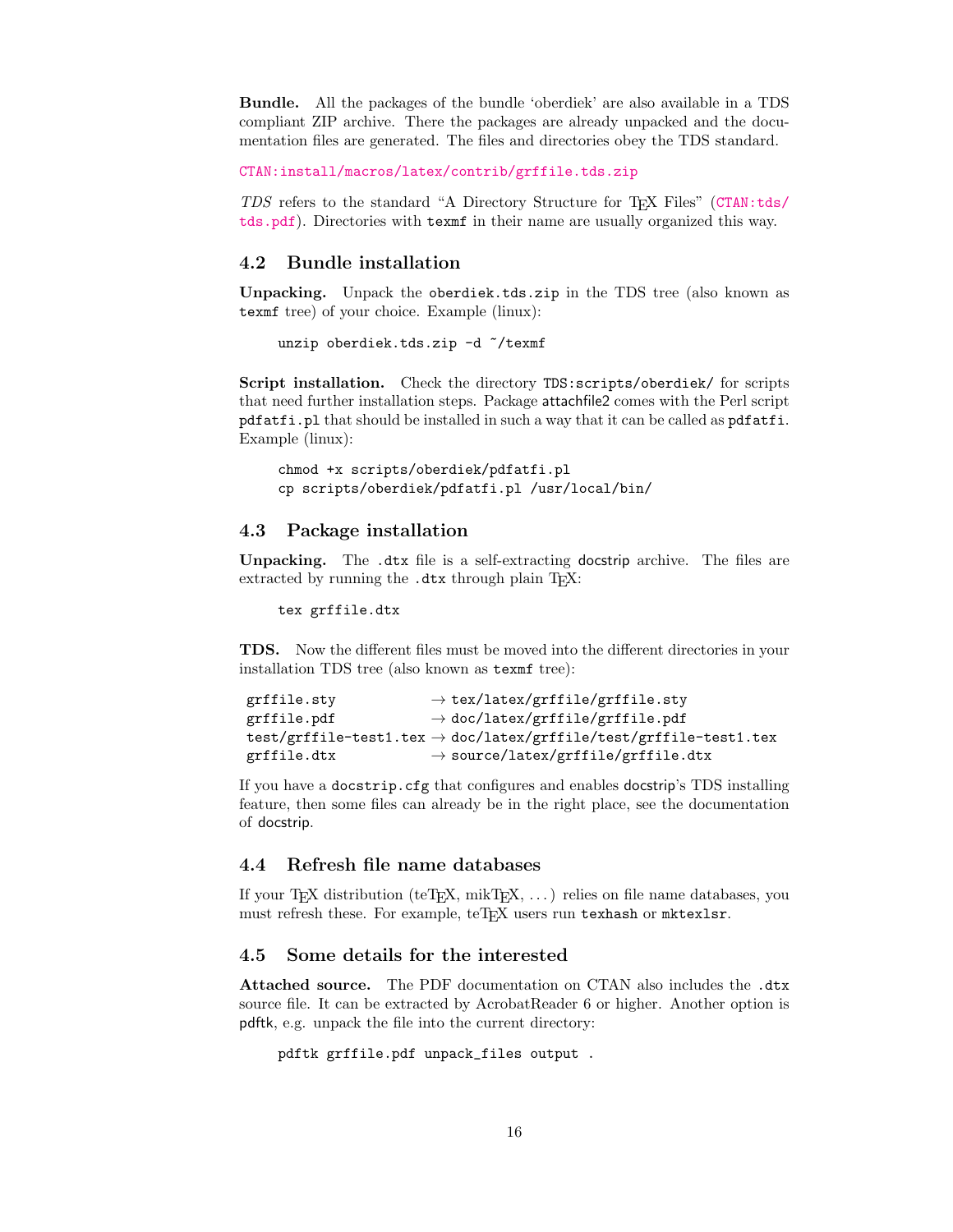**Bundle.** All the packages of the bundle 'oberdiek' are also available in a TDS compliant ZIP archive. There the packages are already unpacked and the documentation files are generated. The files and directories obey the TDS standard.

CTAN:install/macros/latex/contrib/grffile.tds.zip

*TDS* refers to the standard "A Directory Structure for TeX Files" (CTAN:tds/tds.pdf). Directories with `texmf` in their name are usually organized this way.

## 4.2 Bundle installation

**Unpacking.** Unpack the `oberdiek.tds.zip` in the TDS tree (also known as `texmf` tree) of your choice. Example (linux):

```
unzip oberdiek.tds.zip -d ~/texmf
```

**Script installation.** Check the directory `TDS:scripts/oberdiek/` for scripts that need further installation steps. Package attachfile2 comes with the Perl script `pdfatfi.pl` that should be installed in such a way that it can be called as `pdfatfi`. Example (linux):

```
chmod +x scripts/oberdiek/pdfatfi.pl
cp scripts/oberdiek/pdfatfi.pl /usr/local/bin/
```

## 4.3 Package installation

**Unpacking.** The `.dtx` file is a self-extracting docstrip archive. The files are extracted by running the `.dtx` through plain TeX:

```
tex grffile.dtx
```

**TDS.** Now the different files must be moved into the different directories in your installation TDS tree (also known as `texmf` tree):

```
grffile.sty            → tex/latex/grffile/grffile.sty
grffile.pdf            → doc/latex/grffile/grffile.pdf
test/grffile-test1.tex → doc/latex/grffile/test/grffile-test1.tex
grffile.dtx            → source/latex/grffile/grffile.dtx
```

If you have a `docstrip.cfg` that configures and enables docstrip's TDS installing feature, then some files can already be in the right place, see the documentation of docstrip.

## 4.4 Refresh file name databases

If your TeX distribution (teTeX, mikTeX, ...) relies on file name databases, you must refresh these. For example, teTeX users run `texhash` or `mktexlsr`.

## 4.5 Some details for the interested

**Attached source.** The PDF documentation on CTAN also includes the `.dtx` source file. It can be extracted by AcrobatReader 6 or higher. Another option is pdftk, e.g. unpack the file into the current directory:

```
pdftk grffile.pdf unpack_files output .
```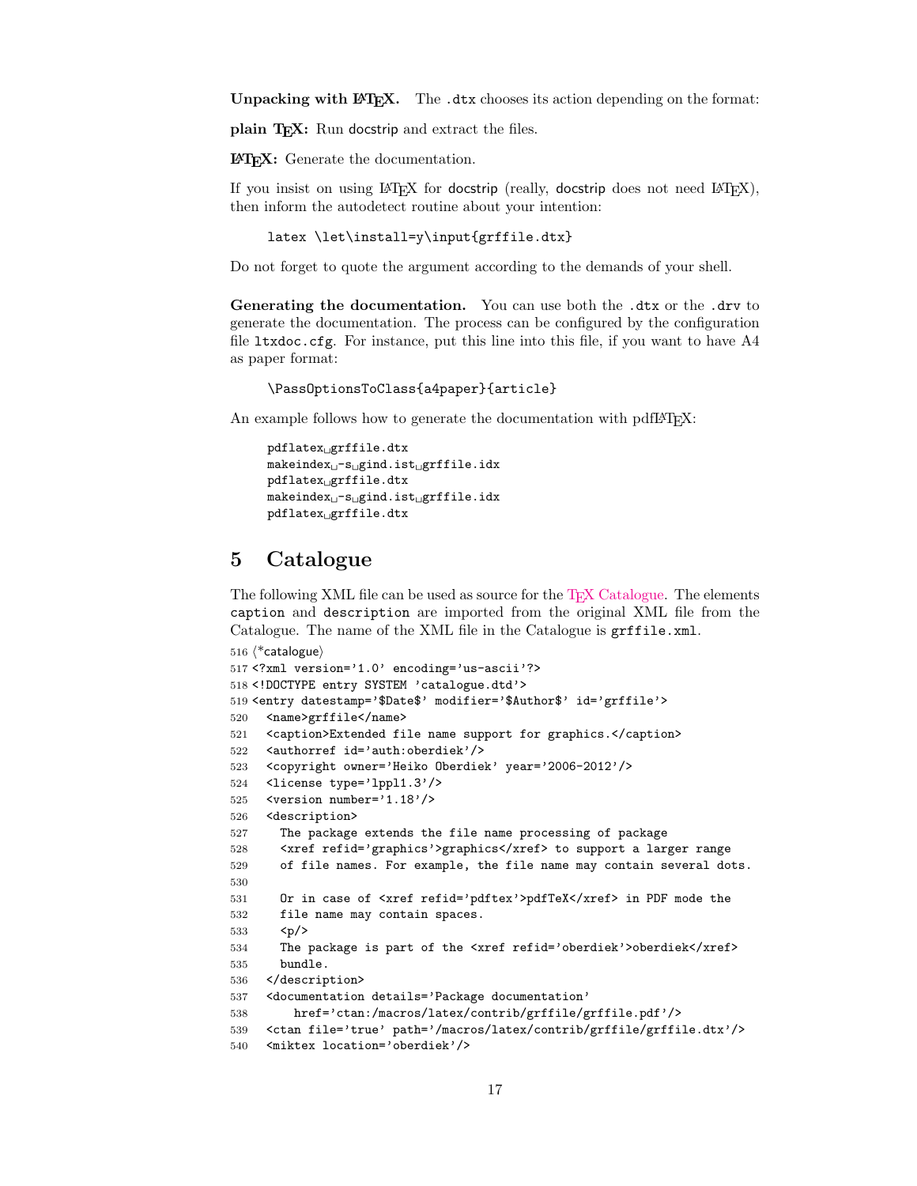**Unpacking with LaTeX.** The `.dtx` chooses its action depending on the format:

**plain TeX:** Run docstrip and extract the files.

**LaTeX:** Generate the documentation.

If you insist on using LaTeX for docstrip (really, docstrip does not need LaTeX), then inform the autodetect routine about your intention:

```
latex \let\install=y\input{grffile.dtx}
```

Do not forget to quote the argument according to the demands of your shell.

**Generating the documentation.** You can use both the `.dtx` or the `.drv` to generate the documentation. The process can be configured by the configuration file `ltxdoc.cfg`. For instance, put this line into this file, if you want to have A4 as paper format:

```
\PassOptionsToClass{a4paper}{article}
```

An example follows how to generate the documentation with pdfLaTeX:

```
pdflatex grffile.dtx
makeindex -s gind.ist grffile.idx
pdflatex grffile.dtx
makeindex -s gind.ist grffile.idx
pdflatex grffile.dtx
```

## 5 Catalogue

The following XML file can be used as source for the TeX Catalogue. The elements `caption` and `description` are imported from the original XML file from the Catalogue. The name of the XML file in the Catalogue is `grffile.xml`.

```
516 ⟨*catalogue⟩
517 <?xml version='1.0' encoding='us-ascii'?>
518 <!DOCTYPE entry SYSTEM 'catalogue.dtd'>
519 <entry datestamp='$Date$' modifier='$Author$' id='grffile'>
520   <name>grffile</name>
521   <caption>Extended file name support for graphics.</caption>
522   <authorref id='auth:oberdiek'/>
523   <copyright owner='Heiko Oberdiek' year='2006-2012'/>
524   <license type='lppl1.3'/>
525   <version number='1.18'/>
526   <description>
527     The package extends the file name processing of package
528     <xref refid='graphics'>graphics</xref> to support a larger range
529     of file names. For example, the file name may contain several dots.
530
531     Or in case of <xref refid='pdftex'>pdfTeX</xref> in PDF mode the
532     file name may contain spaces.
533     <p/>
534     The package is part of the <xref refid='oberdiek'>oberdiek</xref>
535     bundle.
536   </description>
537   <documentation details='Package documentation'
538       href='ctan:/macros/latex/contrib/grffile/grffile.pdf'/>
539   <ctan file='true' path='/macros/latex/contrib/grffile/grffile.dtx'/>
540   <miktex location='oberdiek'/>
```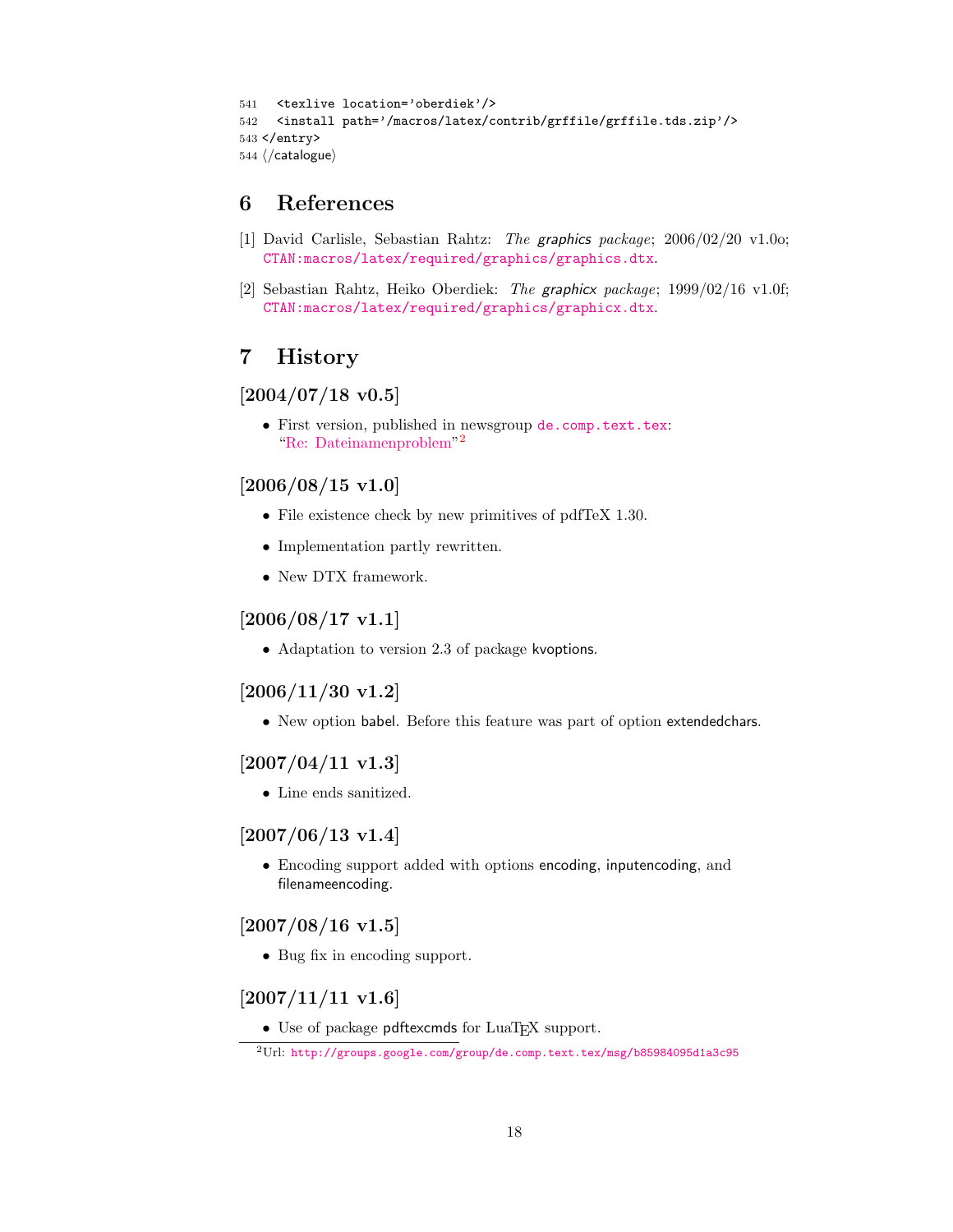```
541   <texlive location='oberdiek'/>
542   <install path='/macros/latex/contrib/grffile/grffile.tds.zip'/>
543 </entry>
544 ⟨/catalogue⟩
```

# 6 References

[1] David Carlisle, Sebastian Rahtz: *The graphics package*; 2006/02/20 v1.0o; CTAN:macros/latex/required/graphics/graphics.dtx.

[2] Sebastian Rahtz, Heiko Oberdiek: *The graphicx package*; 1999/02/16 v1.0f; CTAN:macros/latex/required/graphics/graphicx.dtx.

# 7 History

## [2004/07/18 v0.5]

- First version, published in newsgroup de.comp.text.tex: "Re: Dateinamenproblem"[2]

## [2006/08/15 v1.0]

- File existence check by new primitives of pdfTeX 1.30.
- Implementation partly rewritten.
- New DTX framework.

## [2006/08/17 v1.1]

- Adaptation to version 2.3 of package kvoptions.

## [2006/11/30 v1.2]

- New option babel. Before this feature was part of option extendedchars.

## [2007/04/11 v1.3]

- Line ends sanitized.

## [2007/06/13 v1.4]

- Encoding support added with options encoding, inputencoding, and filenameencoding.

## [2007/08/16 v1.5]

- Bug fix in encoding support.

## [2007/11/11 v1.6]

- Use of package pdftexcmds for LuaTEX support.

[2] Url: http://groups.google.com/group/de.comp.text.tex/msg/b85984095d1a3c95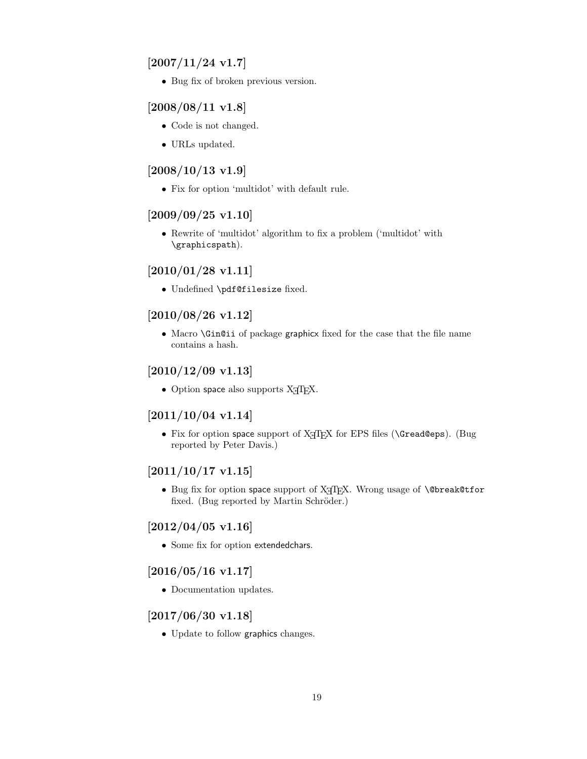## [2007/11/24 v1.7]

- Bug fix of broken previous version.

## [2008/08/11 v1.8]

- Code is not changed.
- URLs updated.

## [2008/10/13 v1.9]

- Fix for option 'multidot' with default rule.

## [2009/09/25 v1.10]

- Rewrite of 'multidot' algorithm to fix a problem ('multidot' with `\graphicspath`).

## [2010/01/28 v1.11]

- Undefined `\pdf@filesize` fixed.

## [2010/08/26 v1.12]

- Macro `\Gin@ii` of package graphicx fixed for the case that the file name contains a hash.

## [2010/12/09 v1.13]

- Option space also supports XeTeX.

## [2011/10/04 v1.14]

- Fix for option space support of XeTeX for EPS files (`\Gread@eps`). (Bug reported by Peter Davis.)

## [2011/10/17 v1.15]

- Bug fix for option space support of XeTeX. Wrong usage of `\@break@tfor` fixed. (Bug reported by Martin Schröder.)

## [2012/04/05 v1.16]

- Some fix for option extendedchars.

## [2016/05/16 v1.17]

- Documentation updates.

## [2017/06/30 v1.18]

- Update to follow graphics changes.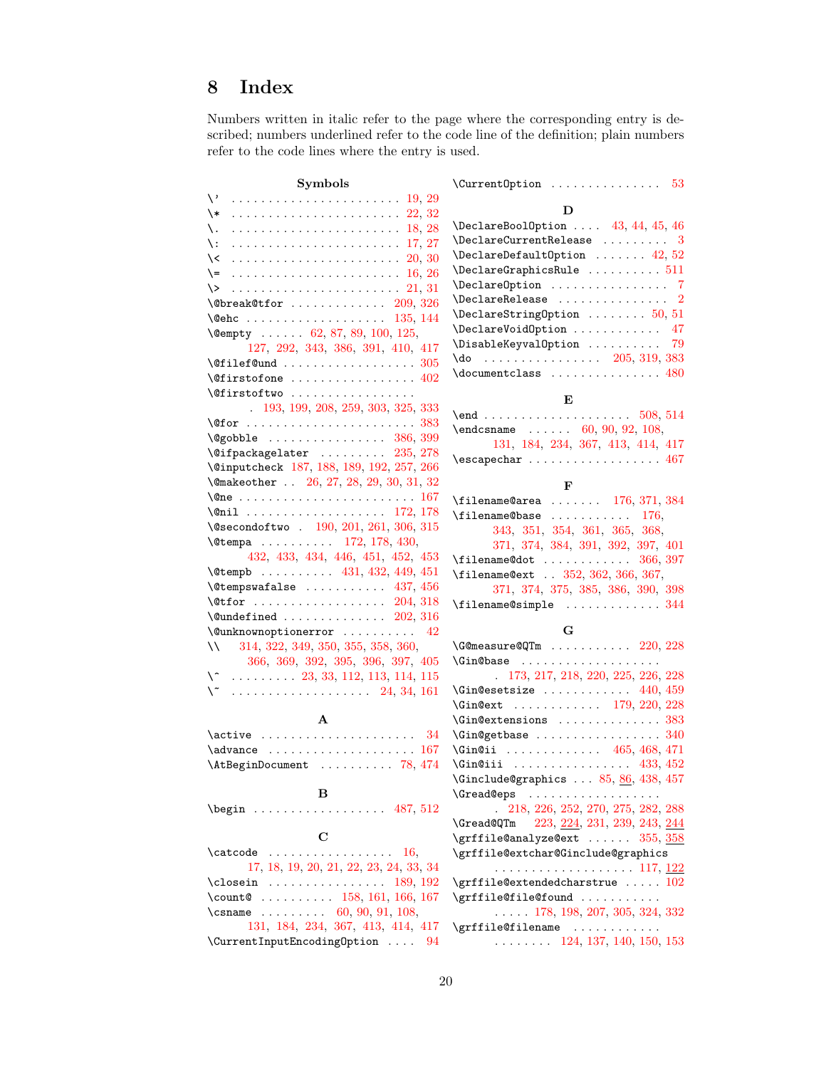## 8 Index

Numbers written in italic refer to the page where the corresponding entry is described; numbers underlined refer to the code line of the definition; plain numbers refer to the code lines where the entry is used.

**Symbols**

\' . . . . . . . . . . . . . . . . . . . . . . 19, 29
\* . . . . . . . . . . . . . . . . . . . . . . 22, 32
\. . . . . . . . . . . . . . . . . . . . . . . 18, 28
\: . . . . . . . . . . . . . . . . . . . . . . 17, 27
\< . . . . . . . . . . . . . . . . . . . . . . 20, 30
\= . . . . . . . . . . . . . . . . . . . . . . 16, 26
\> . . . . . . . . . . . . . . . . . . . . . . 21, 31
\@break@tfor . . . . . . . . . . . . . 209, 326
\@ehc . . . . . . . . . . . . . . . . . . 135, 144
\@empty . . . . . . 62, 87, 89, 100, 125, 127, 292, 343, 386, 391, 410, 417
\@filef@und . . . . . . . . . . . . . . . . . . 305
\@firstofone . . . . . . . . . . . . . . . . 402
\@firstoftwo . . . . . . . . . . . . . . . . . 193, 199, 208, 259, 303, 325, 333
\@for . . . . . . . . . . . . . . . . . . . . . . 383
\@gobble . . . . . . . . . . . . . . . . 386, 399
\@ifpackagelater . . . . . . . . . 235, 278
\@inputcheck 187, 188, 189, 192, 257, 266
\@makeother . . 26, 27, 28, 29, 30, 31, 32
\@ne . . . . . . . . . . . . . . . . . . . . . . . 167
\@nil . . . . . . . . . . . . . . . . . . . 172, 178
\@secondoftwo . 190, 201, 261, 306, 315
\@tempa . . . . . . . . . . 172, 178, 430, 432, 433, 434, 446, 451, 452, 453
\@tempb . . . . . . . . . . 431, 432, 449, 451
\@tempswafalse . . . . . . . . . . . 437, 456
\@tfor . . . . . . . . . . . . . . . . . . 204, 318
\@undefined . . . . . . . . . . . . . . 202, 316
\@unknownoptionerror . . . . . . . . . . 42
\\ 314, 322, 349, 350, 355, 358, 360, 366, 369, 392, 395, 396, 397, 405
\^ . . . . . . . . . 23, 33, 112, 113, 114, 115
\~ . . . . . . . . . . . . . . . . . . . 24, 34, 161

**A**

\active . . . . . . . . . . . . . . . . . . . . . 34
\advance . . . . . . . . . . . . . . . . . . . . 167
\AtBeginDocument . . . . . . . . . . 78, 474

**B**

\begin . . . . . . . . . . . . . . . . . . 487, 512

**C**

\catcode . . . . . . . . . . . . . . . . . 16, 17, 18, 19, 20, 21, 22, 23, 24, 33, 34
\closein . . . . . . . . . . . . . . . . 189, 192
\count@ . . . . . . . . . . 158, 161, 166, 167
\csname . . . . . . . . . 60, 90, 91, 108, 131, 184, 234, 367, 413, 414, 417
\CurrentInputEncodingOption . . . . 94
\CurrentOption . . . . . . . . . . . . . . . 53

**D**

\DeclareBoolOption . . . . 43, 44, 45, 46
\DeclareCurrentRelease . . . . . . . . . 3
\DeclareDefaultOption . . . . . . . 42, 52
\DeclareGraphicsRule . . . . . . . . . . 511
\DeclareOption . . . . . . . . . . . . . . . . 7
\DeclareRelease . . . . . . . . . . . . . . . 2
\DeclareStringOption . . . . . . . . 50, 51
\DeclareVoidOption . . . . . . . . . . . . 47
\DisableKeyvalOption . . . . . . . . . . 79
\do . . . . . . . . . . . . . . . . . 205, 319, 383
\documentclass . . . . . . . . . . . . . . . 480

**E**

\end . . . . . . . . . . . . . . . . . . . . 508, 514
\endcsname . . . . . . 60, 90, 92, 108, 131, 184, 234, 367, 413, 414, 417
\escapechar . . . . . . . . . . . . . . . . . . 467

**F**

\filename@area . . . . . . . 176, 371, 384
\filename@base . . . . . . . . . . . 176, 343, 351, 354, 361, 365, 368, 371, 374, 384, 391, 392, 397, 401
\filename@dot . . . . . . . . . . . . 366, 397
\filename@ext . . 352, 362, 366, 367, 371, 374, 375, 385, 386, 390, 398
\filename@simple . . . . . . . . . . . . . 344

**G**

\G@measure@QTm . . . . . . . . . . . 220, 228
\Gin@base . . . . . . . . . . . . . . . . . . . 173, 217, 218, 220, 225, 226, 228
\Gin@esetsize . . . . . . . . . . . . 440, 459
\Gin@ext . . . . . . . . . . . . 179, 220, 228
\Gin@extensions . . . . . . . . . . . . . . 383
\Gin@getbase . . . . . . . . . . . . . . . . . 340
\Gin@ii . . . . . . . . . . . . . 465, 468, 471
\Gin@iii . . . . . . . . . . . . . . . . . 433, 452
\Ginclude@graphics . . . 85, 86, 438, 457
\Gread@eps . . . . . . . . . . . . . . . . . . . 218, 226, 252, 270, 275, 282, 288
\Gread@QTm 223, 224, 231, 239, 243, 244
\grffile@analyze@ext . . . . . . 355, 358
\grffile@extchar@Ginclude@graphics . . . . . . . . . . . . . . . . . . . 117, 122
\grffile@extendedcharstrue . . . . . 102
\grffile@file@found . . . . . . . . . . . 178, 198, 207, 305, 324, 332
\grffile@filename . . . . . . . . . . . . . 124, 137, 140, 150, 153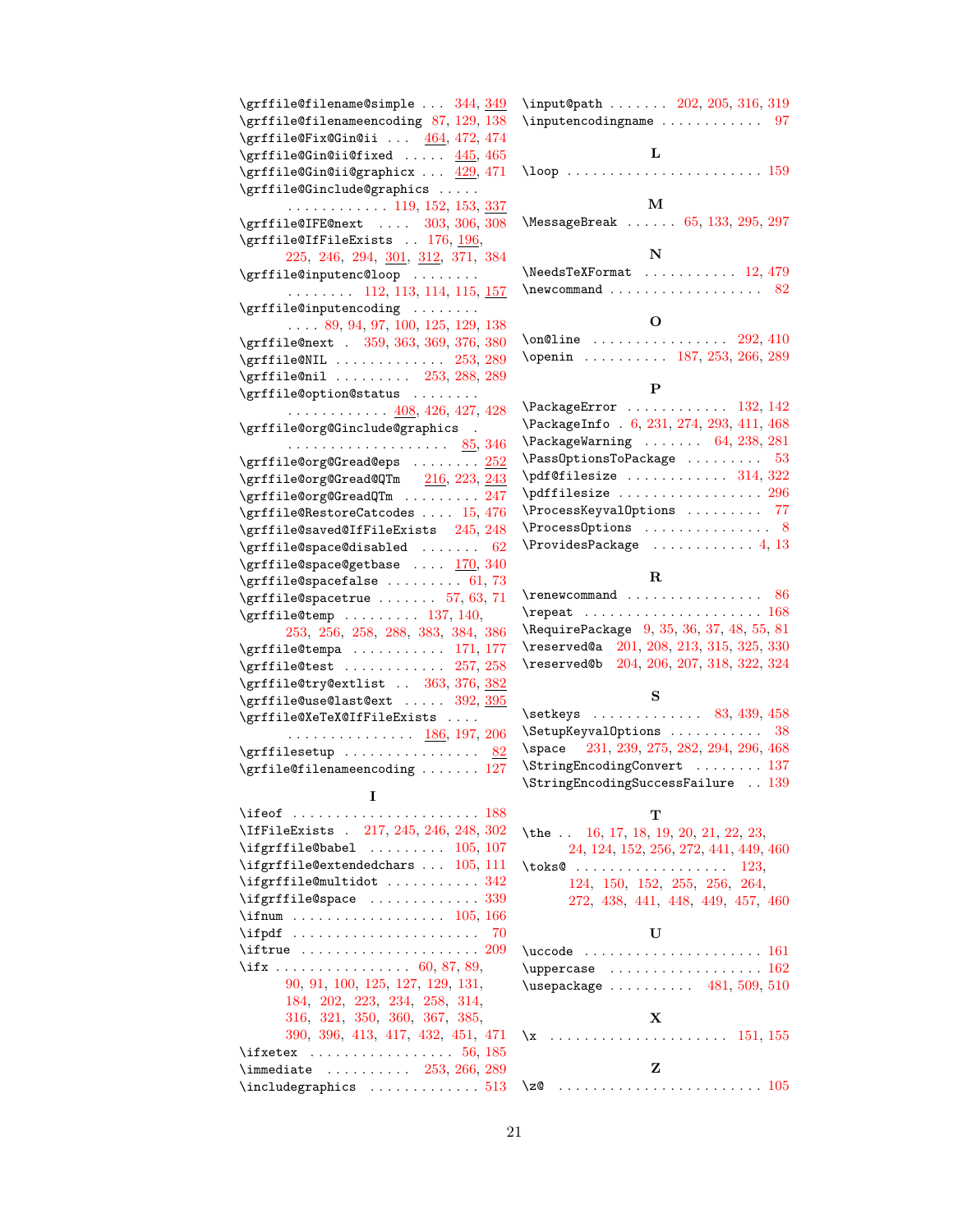\grffile@filename@simple ... 344, 349
\grffile@filenameencoding 87, 129, 138
\grffile@Fix@Gin@ii ... 464, 472, 474
\grffile@Gin@ii@fixed ..... 445, 465
\grffile@Gin@ii@graphicx ... 429, 471
\grffile@Ginclude@graphics ..... ............ 119, 152, 153, 337
\grffile@IFE@next .... 303, 306, 308
\grffile@IfFileExists .. 176, 196, 225, 246, 294, 301, 312, 371, 384
\grffile@inputenc@loop ........ ........ 112, 113, 114, 115, 157
\grffile@inputencoding ........ .... 89, 94, 97, 100, 125, 129, 138
\grffile@next . 359, 363, 369, 376, 380
\grffile@NIL ............. 253, 289
\grffile@nil ......... 253, 288, 289
\grffile@option@status ........ ............ 408, 426, 427, 428
\grffile@org@Ginclude@graphics . .................. 85, 346
\grffile@org@Gread@eps ........ 252
\grffile@org@Gread@QTm 216, 223, 243
\grffile@org@GreadQTm ......... 247
\grffile@RestoreCatcodes .... 15, 476
\grffile@saved@IfFileExists 245, 248
\grffile@space@disabled ....... 62
\grffile@space@getbase .... 170, 340
\grffile@spacefalse ......... 61, 73
\grffile@spacetrue ....... 57, 63, 71
\grffile@temp ......... 137, 140, 253, 256, 258, 288, 383, 384, 386
\grffile@tempa ........... 171, 177
\grffile@test ............ 257, 258
\grffile@try@extlist .. 363, 376, 382
\grffile@use@last@ext ..... 392, 395
\grffile@XeTeX@IfFileExists .... ............... 186, 197, 206
\grffilesetup ................ 82
\grfile@filenameencoding ....... 127

I

\ifeof ..................... 188
\IfFileExists . 217, 245, 246, 248, 302
\ifgrffile@babel ......... 105, 107
\ifgrffile@extendedchars ... 105, 111
\ifgrffile@multidot ........... 342
\ifgrffile@space ............. 339
\ifnum ................. 105, 166
\ifpdf ...................... 70
\iftrue ..................... 209
\ifx ................ 60, 87, 89, 90, 91, 100, 125, 127, 129, 131, 184, 202, 223, 234, 258, 314, 316, 321, 350, 360, 367, 385, 390, 396, 413, 417, 432, 451, 471
\ifxetex ................. 56, 185
\immediate .......... 253, 266, 289
\includegraphics ............. 513
\input@path ....... 202, 205, 316, 319
\inputencodingname ............ 97

L

\loop ....................... 159

M

\MessageBreak ...... 65, 133, 295, 297

N

\NeedsTeXFormat ........... 12, 479
\newcommand .................. 82

O

\on@line ................ 292, 410
\openin .......... 187, 253, 266, 289

P

\PackageError ............ 132, 142
\PackageInfo . 6, 231, 274, 293, 411, 468
\PackageWarning ....... 64, 238, 281
\PassOptionsToPackage ......... 53
\pdf@filesize ............ 314, 322
\pdffilesize ................. 296
\ProcessKeyvalOptions ......... 77
\ProcessOptions ............... 8
\ProvidesPackage ............ 4, 13

R

\renewcommand ................ 86
\repeat ..................... 168
\RequirePackage 9, 35, 36, 37, 48, 55, 81
\reserved@a 201, 208, 213, 315, 325, 330
\reserved@b 204, 206, 207, 318, 322, 324

S

\setkeys ............. 83, 439, 458
\SetupKeyvalOptions ........... 38
\space 231, 239, 275, 282, 294, 296, 468
\StringEncodingConvert ........ 137
\StringEncodingSuccessFailure .. 139

T

\the .. 16, 17, 18, 19, 20, 21, 22, 23, 24, 124, 152, 256, 272, 441, 449, 460
\toks@ .................. 123, 124, 150, 152, 255, 256, 264, 272, 438, 441, 448, 449, 457, 460

U

\uccode ..................... 161
\uppercase .................. 162
\usepackage .......... 481, 509, 510

X

\x .................... 151, 155

Z

\z@ ........................ 105